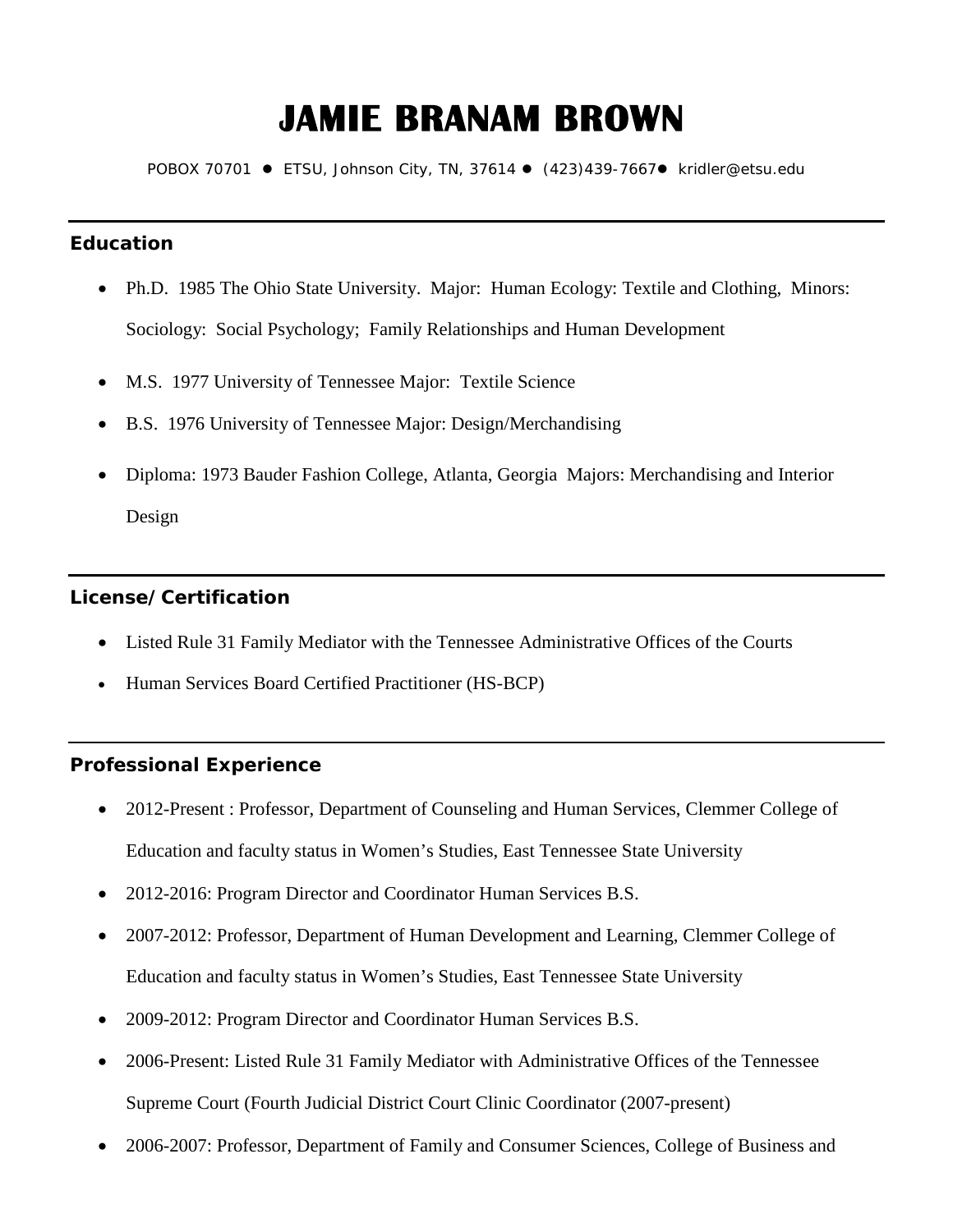# JAMIE BRANAM BROWN

POBOX 70701 ● ETSU, Johnson City, TN, 37614 ● (423)439-7667● kridler@etsu.edu

## Education

- Ph.D. 1985 The Ohio State University. Major: Human Ecology: Textile and Clothing, Minors: Sociology: Social Psychology; Family Relationships and Human Development
- M.S. 1977 University of Tennessee Major: Textile Science
- B.S. 1976 University of Tennessee Major: Design/Merchandising
- Diploma: 1973 Bauder Fashion College, Atlanta, Georgia Majors: Merchandising and Interior Design

## License/Certification

- Listed Rule 31 Family Mediator with the Tennessee Administrative Offices of the Courts
- Human Services Board Certified Practitioner (HS-BCP)

## Professional Experience

- 2012-Present : Professor, Department of Counseling and Human Services, Clemmer College of Education and faculty status in Women's Studies, East Tennessee State University
- 2012-2016: Program Director and Coordinator Human Services B.S.
- 2007-2012: Professor, Department of Human Development and Learning, Clemmer College of Education and faculty status in Women's Studies, East Tennessee State University
- 2009-2012: Program Director and Coordinator Human Services B.S.
- 2006-Present: Listed Rule 31 Family Mediator with Administrative Offices of the Tennessee Supreme Court (Fourth Judicial District Court Clinic Coordinator (2007-present)
- 2006-2007: Professor, Department of Family and Consumer Sciences, College of Business and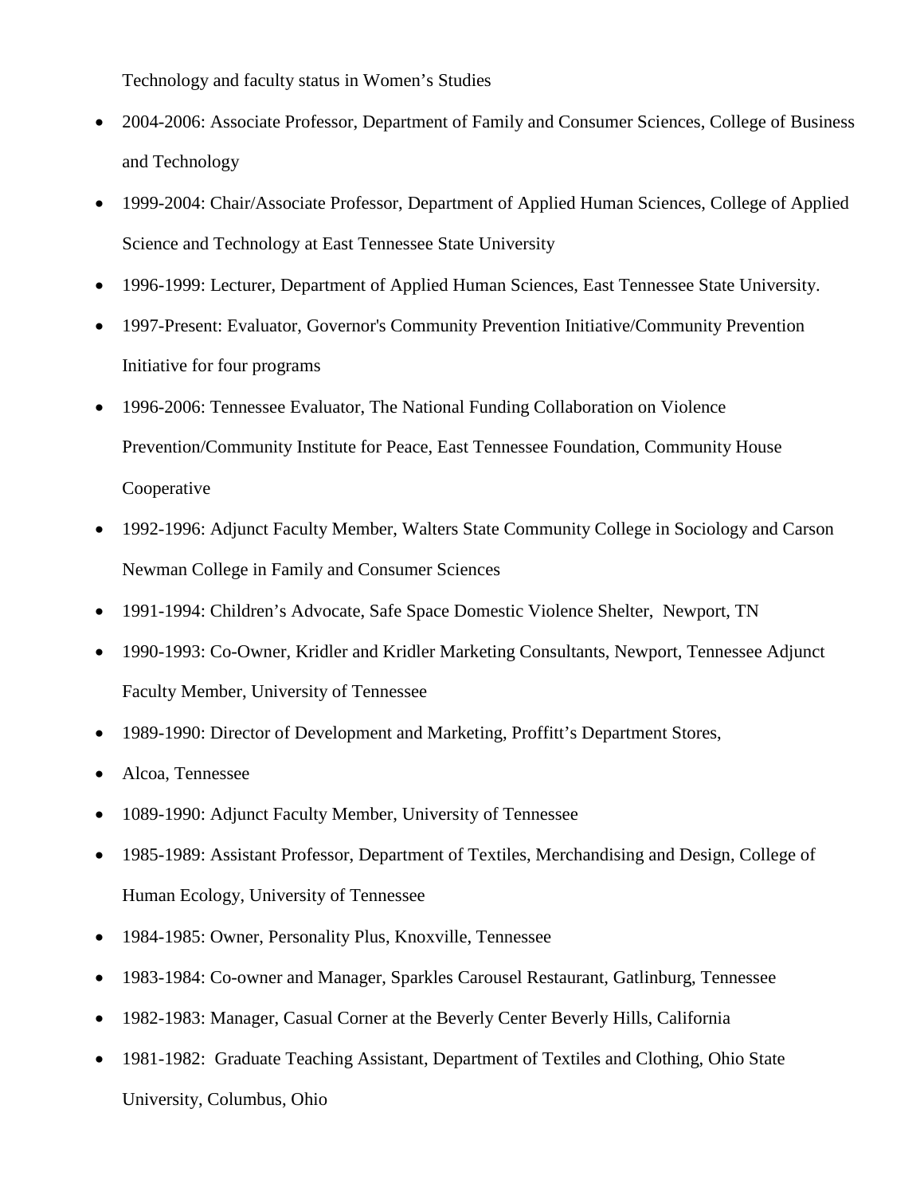Technology and faculty status in Women's Studies

- 2004-2006: Associate Professor, Department of Family and Consumer Sciences, College of Business and Technology
- 1999-2004: Chair/Associate Professor, Department of Applied Human Sciences, College of Applied Science and Technology at East Tennessee State University
- 1996-1999: Lecturer, Department of Applied Human Sciences, East Tennessee State University.
- 1997-Present: Evaluator, Governor's Community Prevention Initiative/Community Prevention Initiative for four programs
- 1996-2006: Tennessee Evaluator, The National Funding Collaboration on Violence Prevention/Community Institute for Peace, East Tennessee Foundation, Community House Cooperative
- 1992-1996: Adjunct Faculty Member, Walters State Community College in Sociology and Carson Newman College in Family and Consumer Sciences
- 1991-1994: Children's Advocate, Safe Space Domestic Violence Shelter, Newport, TN
- 1990-1993: Co-Owner, Kridler and Kridler Marketing Consultants, Newport, Tennessee Adjunct Faculty Member, University of Tennessee
- 1989-1990: Director of Development and Marketing, Proffitt's Department Stores,
- Alcoa, Tennessee
- 1089-1990: Adjunct Faculty Member, University of Tennessee
- 1985-1989: Assistant Professor, Department of Textiles, Merchandising and Design, College of Human Ecology, University of Tennessee
- 1984-1985: Owner, Personality Plus, Knoxville, Tennessee
- 1983-1984: Co-owner and Manager, Sparkles Carousel Restaurant, Gatlinburg, Tennessee
- 1982-1983: Manager, Casual Corner at the Beverly Center Beverly Hills, California
- 1981-1982: Graduate Teaching Assistant, Department of Textiles and Clothing, Ohio State University, Columbus, Ohio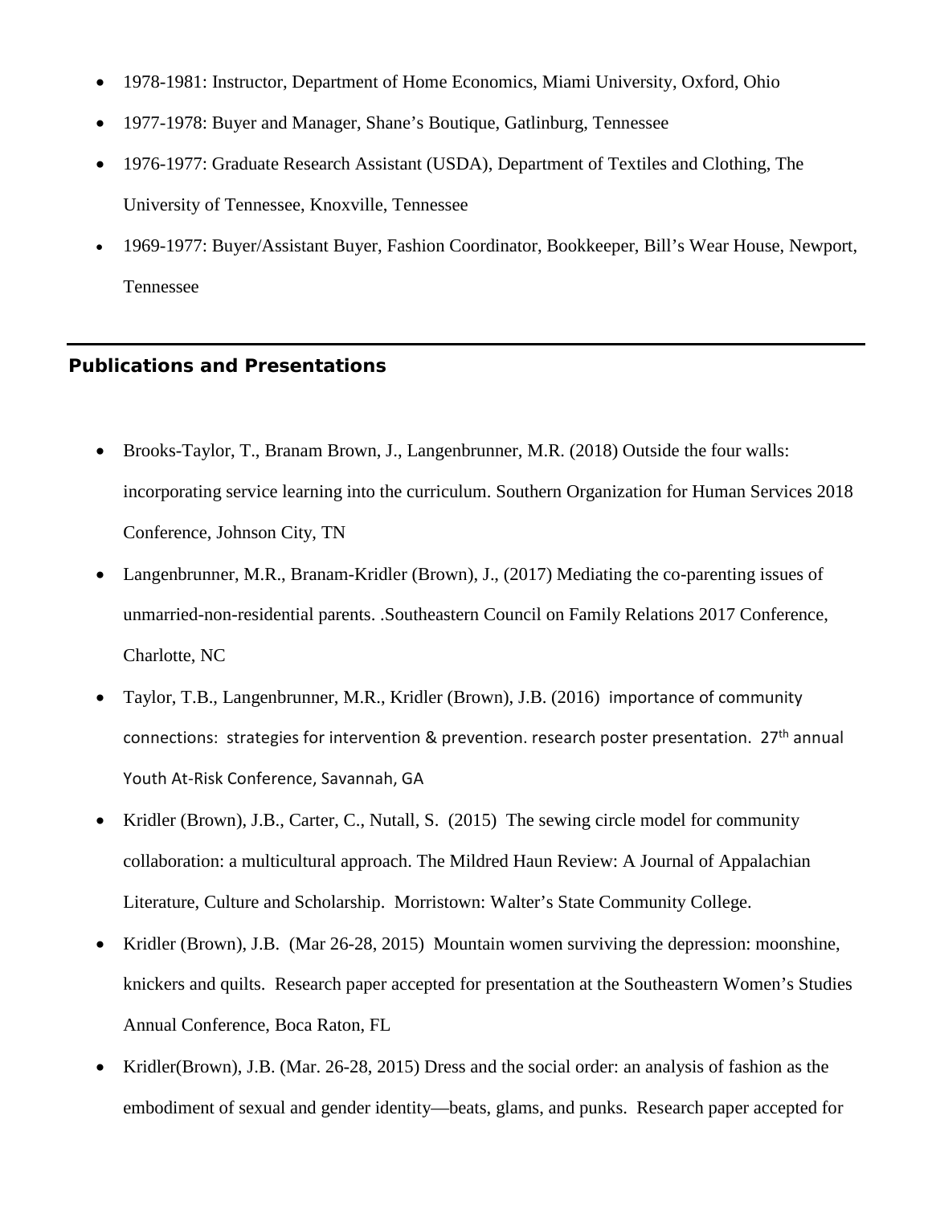- 1978-1981: Instructor, Department of Home Economics, Miami University, Oxford, Ohio
- 1977-1978: Buyer and Manager, Shane's Boutique, Gatlinburg, Tennessee
- 1976-1977: Graduate Research Assistant (USDA), Department of Textiles and Clothing, The University of Tennessee, Knoxville, Tennessee
- 1969-1977: Buyer/Assistant Buyer, Fashion Coordinator, Bookkeeper, Bill's Wear House, Newport, Tennessee

---

## Publications and Presentations

- Brooks-Taylor, T., Branam Brown, J., Langenbrunner, M.R. (2018) Outside the four walls: incorporating service learning into the curriculum. Southern Organization for Human Services 2018 Conference, Johnson City, TN
- Langenbrunner, M.R., Branam-Kridler (Brown), J., (2017) Mediating the co-parenting issues of unmarried-non-residential parents. .Southeastern Council on Family Relations 2017 Conference, Charlotte, NC
- Taylor, T.B., Langenbrunner, M.R., Kridler (Brown), J.B. (2016) importance of community connections: strategies for intervention & prevention. research poster presentation. 27th annual Youth At-Risk Conference, Savannah, GA
- Kridler (Brown), J.B., Carter, C., Nutall, S. (2015) The sewing circle model for community collaboration: a multicultural approach. The Mildred Haun Review: A Journal of Appalachian Literature, Culture and Scholarship. Morristown: Walter's State Community College.
- Kridler (Brown), J.B. (Mar 26-28, 2015) Mountain women surviving the depression: moonshine, knickers and quilts. Research paper accepted for presentation at the Southeastern Women's Studies Annual Conference, Boca Raton, FL
- Kridler(Brown), J.B. (Mar. 26-28, 2015) Dress and the social order: an analysis of fashion as the embodiment of sexual and gender identity—beats, glams, and punks. Research paper accepted for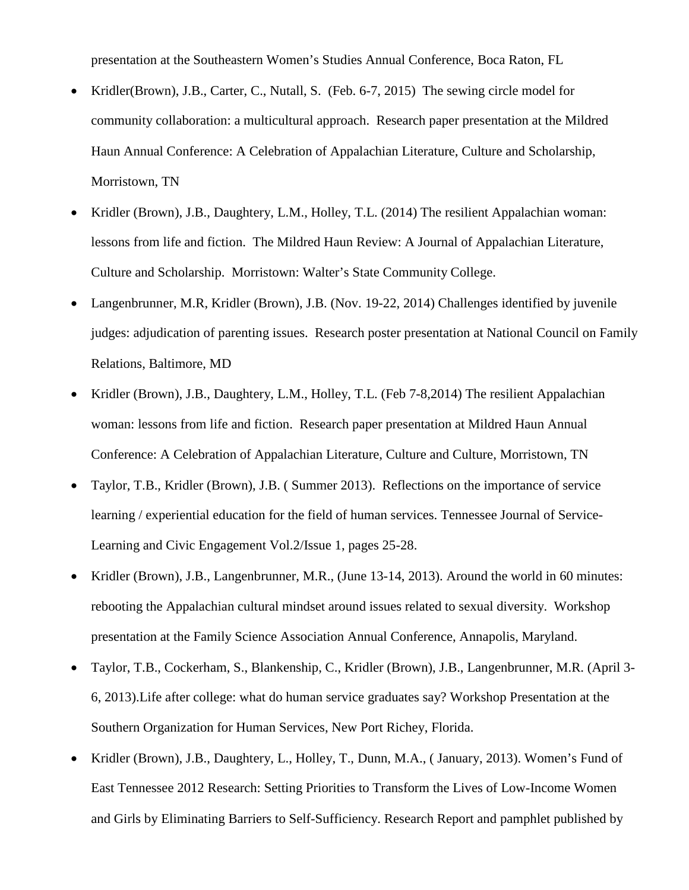presentation at the Southeastern Women's Studies Annual Conference, Boca Raton, FL

- Kridler(Brown), J.B., Carter, C., Nutall, S. (Feb. 6-7, 2015) The sewing circle model for community collaboration: a multicultural approach. Research paper presentation at the Mildred Haun Annual Conference: A Celebration of Appalachian Literature, Culture and Scholarship, Morristown, TN
- Kridler (Brown), J.B., Daughtery, L.M., Holley, T.L. (2014) The resilient Appalachian woman: lessons from life and fiction. The Mildred Haun Review: A Journal of Appalachian Literature, Culture and Scholarship. Morristown: Walter's State Community College.
- Langenbrunner, M.R, Kridler (Brown), J.B. (Nov. 19-22, 2014) Challenges identified by juvenile judges: adjudication of parenting issues. Research poster presentation at National Council on Family Relations, Baltimore, MD
- Kridler (Brown), J.B., Daughtery, L.M., Holley, T.L. (Feb 7-8,2014) The resilient Appalachian woman: lessons from life and fiction. Research paper presentation at Mildred Haun Annual Conference: A Celebration of Appalachian Literature, Culture and Culture, Morristown, TN
- Taylor, T.B., Kridler (Brown), J.B. ( Summer 2013). Reflections on the importance of service learning / experiential education for the field of human services. Tennessee Journal of Service-Learning and Civic Engagement Vol.2/Issue 1, pages 25-28.
- Kridler (Brown), J.B., Langenbrunner, M.R., (June 13-14, 2013). Around the world in 60 minutes: rebooting the Appalachian cultural mindset around issues related to sexual diversity. Workshop presentation at the Family Science Association Annual Conference, Annapolis, Maryland.
- Taylor, T.B., Cockerham, S., Blankenship, C., Kridler (Brown), J.B., Langenbrunner, M.R. (April 3-6, 2013).Life after college: what do human service graduates say? Workshop Presentation at the Southern Organization for Human Services, New Port Richey, Florida.
- Kridler (Brown), J.B., Daughtery, L., Holley, T., Dunn, M.A., ( January, 2013). Women's Fund of East Tennessee 2012 Research: Setting Priorities to Transform the Lives of Low-Income Women and Girls by Eliminating Barriers to Self-Sufficiency. Research Report and pamphlet published by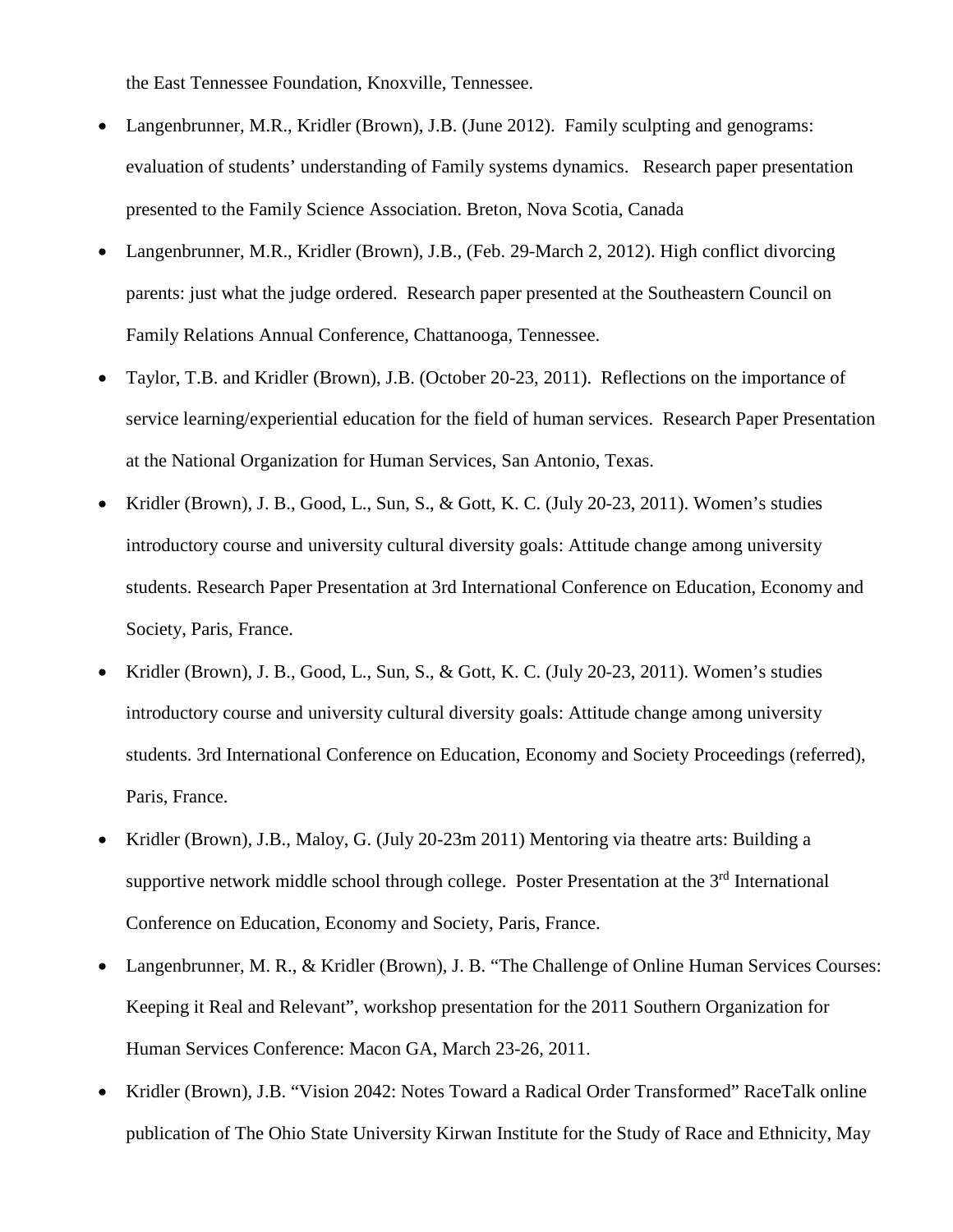the East Tennessee Foundation, Knoxville, Tennessee.

- Langenbrunner, M.R., Kridler (Brown), J.B. (June 2012). Family sculpting and genograms: evaluation of students' understanding of Family systems dynamics. Research paper presentation presented to the Family Science Association. Breton, Nova Scotia, Canada
- Langenbrunner, M.R., Kridler (Brown), J.B., (Feb. 29-March 2, 2012). High conflict divorcing parents: just what the judge ordered. Research paper presented at the Southeastern Council on Family Relations Annual Conference, Chattanooga, Tennessee.
- Taylor, T.B. and Kridler (Brown), J.B. (October 20-23, 2011). Reflections on the importance of service learning/experiential education for the field of human services. Research Paper Presentation at the National Organization for Human Services, San Antonio, Texas.
- Kridler (Brown), J. B., Good, L., Sun, S., & Gott, K. C. (July 20-23, 2011). Women's studies introductory course and university cultural diversity goals: Attitude change among university students. Research Paper Presentation at 3rd International Conference on Education, Economy and Society, Paris, France.
- Kridler (Brown), J. B., Good, L., Sun, S., & Gott, K. C. (July 20-23, 2011). Women's studies introductory course and university cultural diversity goals: Attitude change among university students. 3rd International Conference on Education, Economy and Society Proceedings (referred), Paris, France.
- Kridler (Brown), J.B., Maloy, G. (July 20-23m 2011) Mentoring via theatre arts: Building a supportive network middle school through college. Poster Presentation at the 3rd International Conference on Education, Economy and Society, Paris, France.
- Langenbrunner, M. R., & Kridler (Brown), J. B. "The Challenge of Online Human Services Courses: Keeping it Real and Relevant", workshop presentation for the 2011 Southern Organization for Human Services Conference: Macon GA, March 23-26, 2011.
- Kridler (Brown), J.B. "Vision 2042: Notes Toward a Radical Order Transformed" RaceTalk online publication of The Ohio State University Kirwan Institute for the Study of Race and Ethnicity, May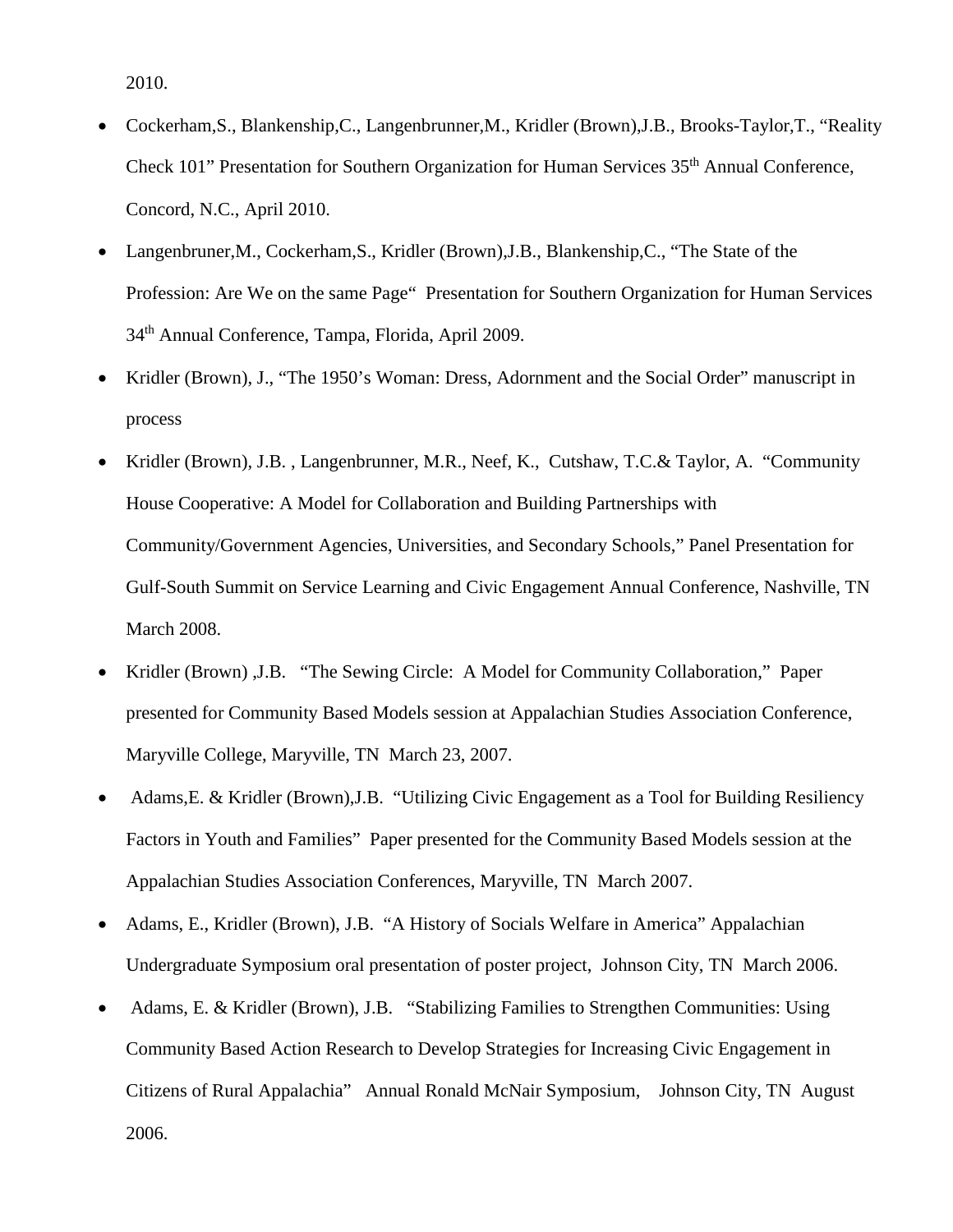2010.

- Cockerham,S., Blankenship,C., Langenbrunner,M., Kridler (Brown),J.B., Brooks-Taylor,T., "Reality Check 101" Presentation for Southern Organization for Human Services 35th Annual Conference, Concord, N.C., April 2010.
- Langenbruner,M., Cockerham,S., Kridler (Brown),J.B., Blankenship,C., "The State of the Profession: Are We on the same Page" Presentation for Southern Organization for Human Services 34th Annual Conference, Tampa, Florida, April 2009.
- Kridler (Brown), J., "The 1950's Woman: Dress, Adornment and the Social Order" manuscript in process
- Kridler (Brown), J.B. , Langenbrunner, M.R., Neef, K., Cutshaw, T.C.& Taylor, A. "Community House Cooperative: A Model for Collaboration and Building Partnerships with Community/Government Agencies, Universities, and Secondary Schools," Panel Presentation for Gulf-South Summit on Service Learning and Civic Engagement Annual Conference, Nashville, TN March 2008.
- Kridler (Brown) ,J.B. "The Sewing Circle: A Model for Community Collaboration," Paper presented for Community Based Models session at Appalachian Studies Association Conference, Maryville College, Maryville, TN March 23, 2007.
- Adams,E. & Kridler (Brown),J.B. "Utilizing Civic Engagement as a Tool for Building Resiliency Factors in Youth and Families" Paper presented for the Community Based Models session at the Appalachian Studies Association Conferences, Maryville, TN March 2007.
- Adams, E., Kridler (Brown), J.B. "A History of Socials Welfare in America" Appalachian Undergraduate Symposium oral presentation of poster project, Johnson City, TN March 2006.
- Adams, E. & Kridler (Brown), J.B. "Stabilizing Families to Strengthen Communities: Using Community Based Action Research to Develop Strategies for Increasing Civic Engagement in Citizens of Rural Appalachia" Annual Ronald McNair Symposium, Johnson City, TN August 2006.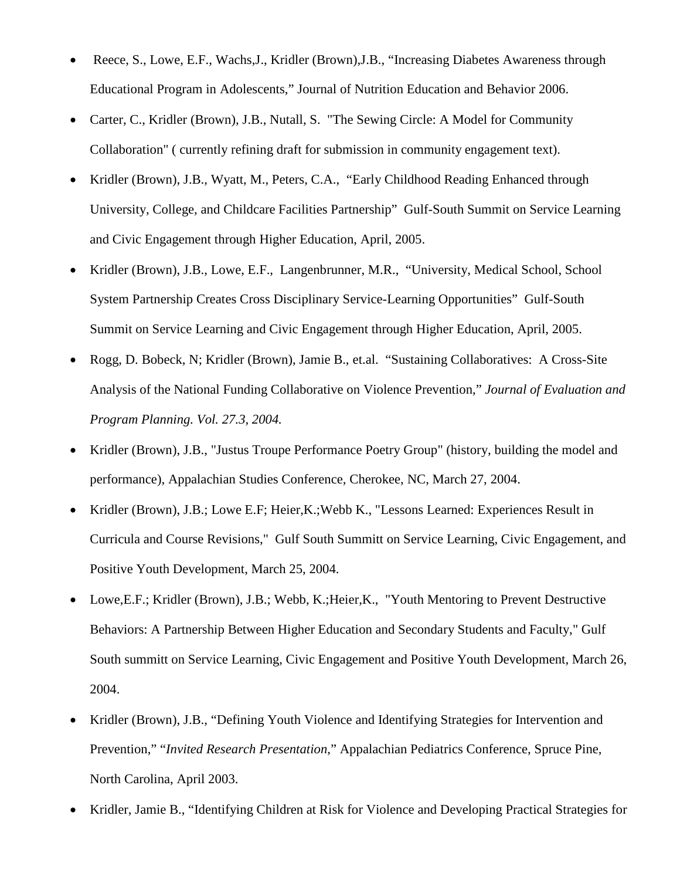- Reece, S., Lowe, E.F., Wachs,J., Kridler (Brown),J.B., “Increasing Diabetes Awareness through Educational Program in Adolescents,” Journal of Nutrition Education and Behavior 2006.
- Carter, C., Kridler (Brown), J.B., Nutall, S. "The Sewing Circle: A Model for Community Collaboration" ( currently refining draft for submission in community engagement text).
- Kridler (Brown), J.B., Wyatt, M., Peters, C.A., “Early Childhood Reading Enhanced through University, College, and Childcare Facilities Partnership” Gulf-South Summit on Service Learning and Civic Engagement through Higher Education, April, 2005.
- Kridler (Brown), J.B., Lowe, E.F., Langenbrunner, M.R., “University, Medical School, School System Partnership Creates Cross Disciplinary Service-Learning Opportunities” Gulf-South Summit on Service Learning and Civic Engagement through Higher Education, April, 2005.
- Rogg, D. Bobeck, N; Kridler (Brown), Jamie B., et.al. “Sustaining Collaboratives: A Cross-Site Analysis of the National Funding Collaborative on Violence Prevention,” *Journal of Evaluation and Program Planning. Vol. 27.3, 2004.*
- Kridler (Brown), J.B., "Justus Troupe Performance Poetry Group" (history, building the model and performance), Appalachian Studies Conference, Cherokee, NC, March 27, 2004.
- Kridler (Brown), J.B.; Lowe E.F; Heier,K.;Webb K., "Lessons Learned: Experiences Result in Curricula and Course Revisions," Gulf South Summitt on Service Learning, Civic Engagement, and Positive Youth Development, March 25, 2004.
- Lowe,E.F.; Kridler (Brown), J.B.; Webb, K.;Heier,K., "Youth Mentoring to Prevent Destructive Behaviors: A Partnership Between Higher Education and Secondary Students and Faculty," Gulf South summitt on Service Learning, Civic Engagement and Positive Youth Development, March 26, 2004.
- Kridler (Brown), J.B., “Defining Youth Violence and Identifying Strategies for Intervention and Prevention,” “*Invited Research Presentation*,” Appalachian Pediatrics Conference, Spruce Pine, North Carolina, April 2003.
- Kridler, Jamie B., “Identifying Children at Risk for Violence and Developing Practical Strategies for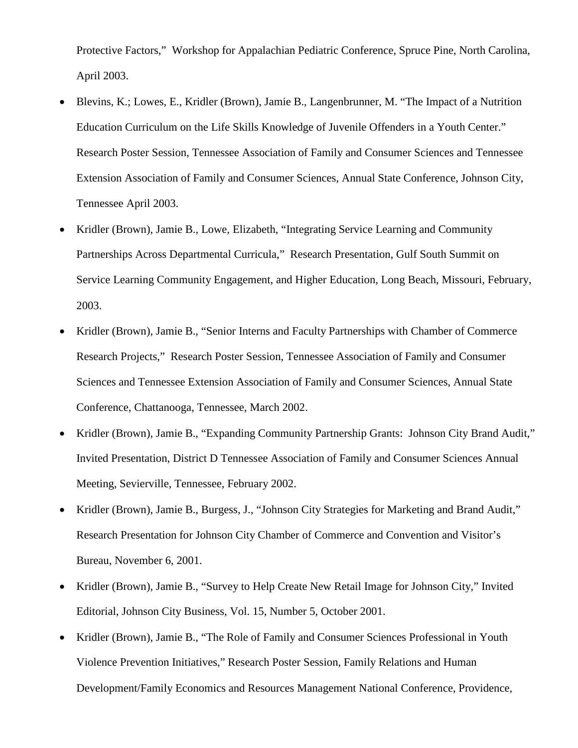Protective Factors," Workshop for Appalachian Pediatric Conference, Spruce Pine, North Carolina, April 2003.

- Blevins, K.; Lowes, E., Kridler (Brown), Jamie B., Langenbrunner, M. "The Impact of a Nutrition Education Curriculum on the Life Skills Knowledge of Juvenile Offenders in a Youth Center." Research Poster Session, Tennessee Association of Family and Consumer Sciences and Tennessee Extension Association of Family and Consumer Sciences, Annual State Conference, Johnson City, Tennessee April 2003.
- Kridler (Brown), Jamie B., Lowe, Elizabeth, "Integrating Service Learning and Community Partnerships Across Departmental Curricula," Research Presentation, Gulf South Summit on Service Learning Community Engagement, and Higher Education, Long Beach, Missouri, February, 2003.
- Kridler (Brown), Jamie B., "Senior Interns and Faculty Partnerships with Chamber of Commerce Research Projects," Research Poster Session, Tennessee Association of Family and Consumer Sciences and Tennessee Extension Association of Family and Consumer Sciences, Annual State Conference, Chattanooga, Tennessee, March 2002.
- Kridler (Brown), Jamie B., "Expanding Community Partnership Grants: Johnson City Brand Audit," Invited Presentation, District D Tennessee Association of Family and Consumer Sciences Annual Meeting, Sevierville, Tennessee, February 2002.
- Kridler (Brown), Jamie B., Burgess, J., "Johnson City Strategies for Marketing and Brand Audit," Research Presentation for Johnson City Chamber of Commerce and Convention and Visitor's Bureau, November 6, 2001.
- Kridler (Brown), Jamie B., "Survey to Help Create New Retail Image for Johnson City," Invited Editorial, Johnson City Business, Vol. 15, Number 5, October 2001.
- Kridler (Brown), Jamie B., "The Role of Family and Consumer Sciences Professional in Youth Violence Prevention Initiatives," Research Poster Session, Family Relations and Human Development/Family Economics and Resources Management National Conference, Providence,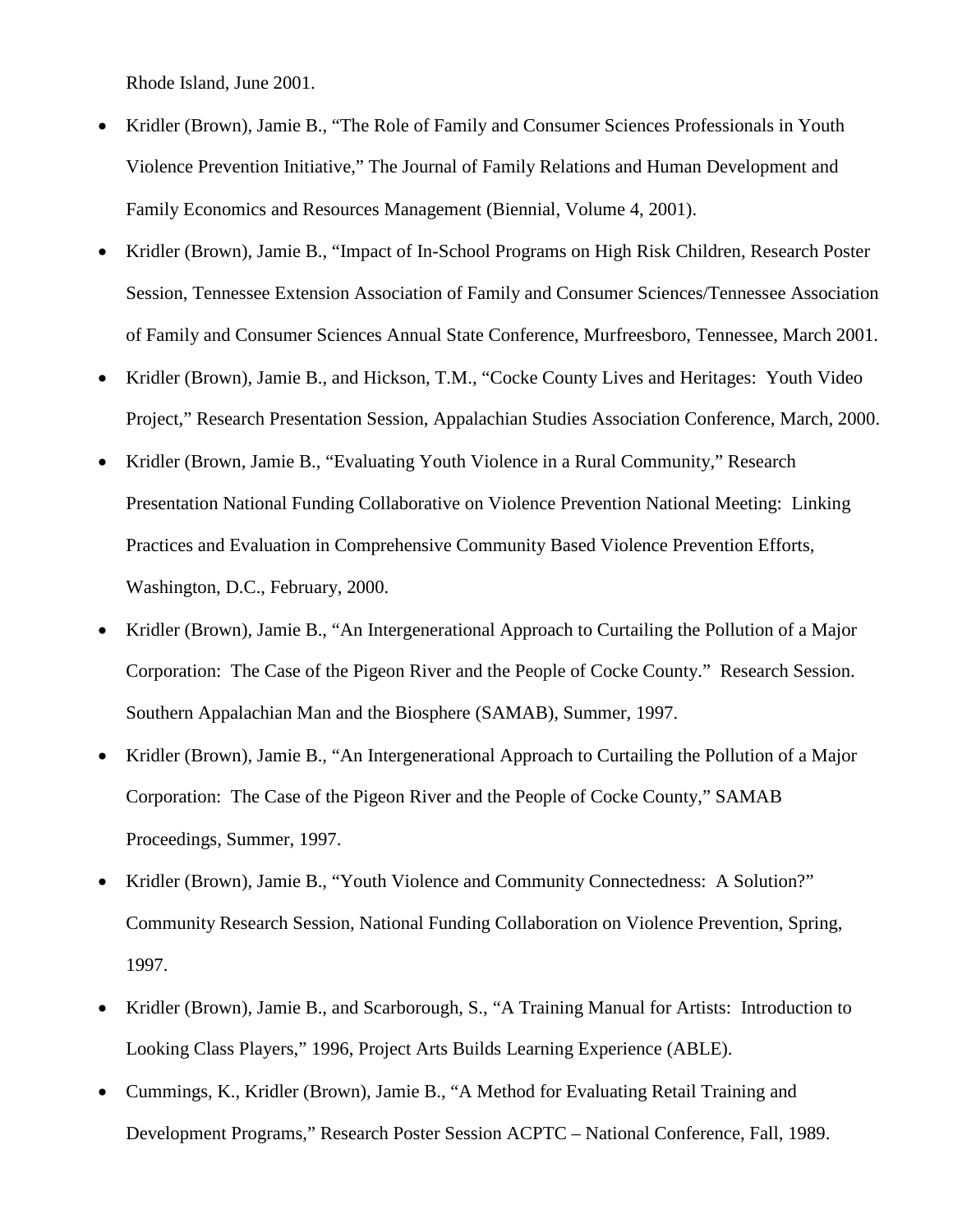Rhode Island, June 2001.

- Kridler (Brown), Jamie B., "The Role of Family and Consumer Sciences Professionals in Youth Violence Prevention Initiative," The Journal of Family Relations and Human Development and Family Economics and Resources Management (Biennial, Volume 4, 2001).
- Kridler (Brown), Jamie B., "Impact of In-School Programs on High Risk Children, Research Poster Session, Tennessee Extension Association of Family and Consumer Sciences/Tennessee Association of Family and Consumer Sciences Annual State Conference, Murfreesboro, Tennessee, March 2001.
- Kridler (Brown), Jamie B., and Hickson, T.M., "Cocke County Lives and Heritages: Youth Video Project," Research Presentation Session, Appalachian Studies Association Conference, March, 2000.
- Kridler (Brown, Jamie B., "Evaluating Youth Violence in a Rural Community," Research Presentation National Funding Collaborative on Violence Prevention National Meeting: Linking Practices and Evaluation in Comprehensive Community Based Violence Prevention Efforts, Washington, D.C., February, 2000.
- Kridler (Brown), Jamie B., "An Intergenerational Approach to Curtailing the Pollution of a Major Corporation: The Case of the Pigeon River and the People of Cocke County." Research Session. Southern Appalachian Man and the Biosphere (SAMAB), Summer, 1997.
- Kridler (Brown), Jamie B., "An Intergenerational Approach to Curtailing the Pollution of a Major Corporation: The Case of the Pigeon River and the People of Cocke County," SAMAB Proceedings, Summer, 1997.
- Kridler (Brown), Jamie B., "Youth Violence and Community Connectedness: A Solution?" Community Research Session, National Funding Collaboration on Violence Prevention, Spring, 1997.
- Kridler (Brown), Jamie B., and Scarborough, S., "A Training Manual for Artists: Introduction to Looking Class Players," 1996, Project Arts Builds Learning Experience (ABLE).
- Cummings, K., Kridler (Brown), Jamie B., "A Method for Evaluating Retail Training and Development Programs," Research Poster Session ACPTC – National Conference, Fall, 1989.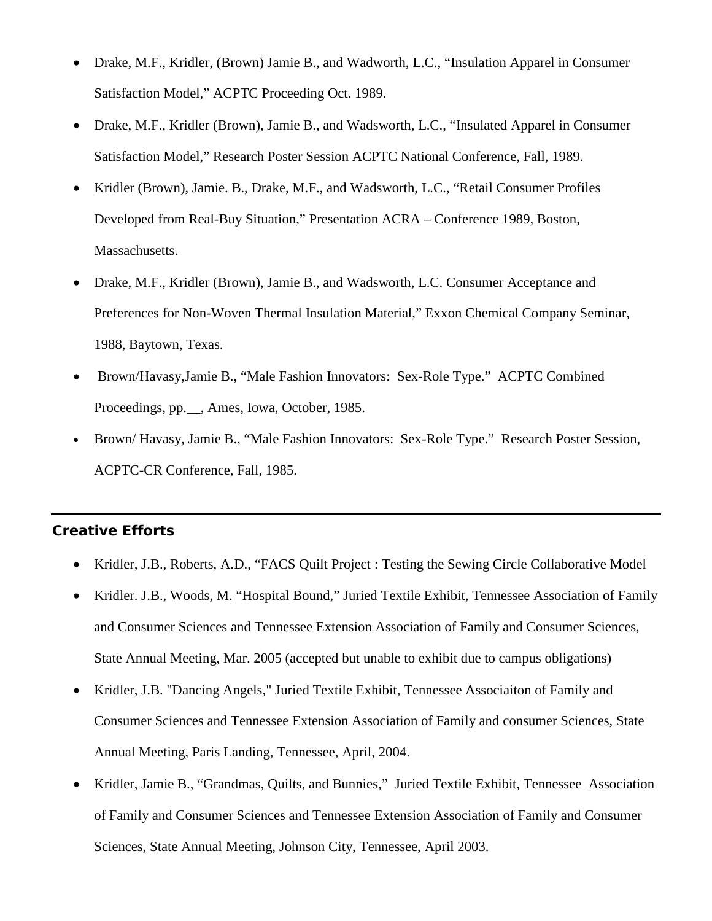- Drake, M.F., Kridler, (Brown) Jamie B., and Wadworth, L.C., "Insulation Apparel in Consumer Satisfaction Model," ACPTC Proceeding Oct. 1989.
- Drake, M.F., Kridler (Brown), Jamie B., and Wadsworth, L.C., "Insulated Apparel in Consumer Satisfaction Model," Research Poster Session ACPTC National Conference, Fall, 1989.
- Kridler (Brown), Jamie. B., Drake, M.F., and Wadsworth, L.C., "Retail Consumer Profiles Developed from Real-Buy Situation," Presentation ACRA – Conference 1989, Boston, Massachusetts.
- Drake, M.F., Kridler (Brown), Jamie B., and Wadsworth, L.C. Consumer Acceptance and Preferences for Non-Woven Thermal Insulation Material," Exxon Chemical Company Seminar, 1988, Baytown, Texas.
- Brown/Havasy,Jamie B., "Male Fashion Innovators: Sex-Role Type." ACPTC Combined Proceedings, pp.__, Ames, Iowa, October, 1985.
- Brown/ Havasy, Jamie B., "Male Fashion Innovators: Sex-Role Type." Research Poster Session, ACPTC-CR Conference, Fall, 1985.

## Creative Efforts

- Kridler, J.B., Roberts, A.D., "FACS Quilt Project : Testing the Sewing Circle Collaborative Model
- Kridler. J.B., Woods, M. "Hospital Bound," Juried Textile Exhibit, Tennessee Association of Family and Consumer Sciences and Tennessee Extension Association of Family and Consumer Sciences, State Annual Meeting, Mar. 2005 (accepted but unable to exhibit due to campus obligations)
- Kridler, J.B. "Dancing Angels," Juried Textile Exhibit, Tennessee Associaiton of Family and Consumer Sciences and Tennessee Extension Association of Family and consumer Sciences, State Annual Meeting, Paris Landing, Tennessee, April, 2004.
- Kridler, Jamie B., "Grandmas, Quilts, and Bunnies," Juried Textile Exhibit, Tennessee Association of Family and Consumer Sciences and Tennessee Extension Association of Family and Consumer Sciences, State Annual Meeting, Johnson City, Tennessee, April 2003.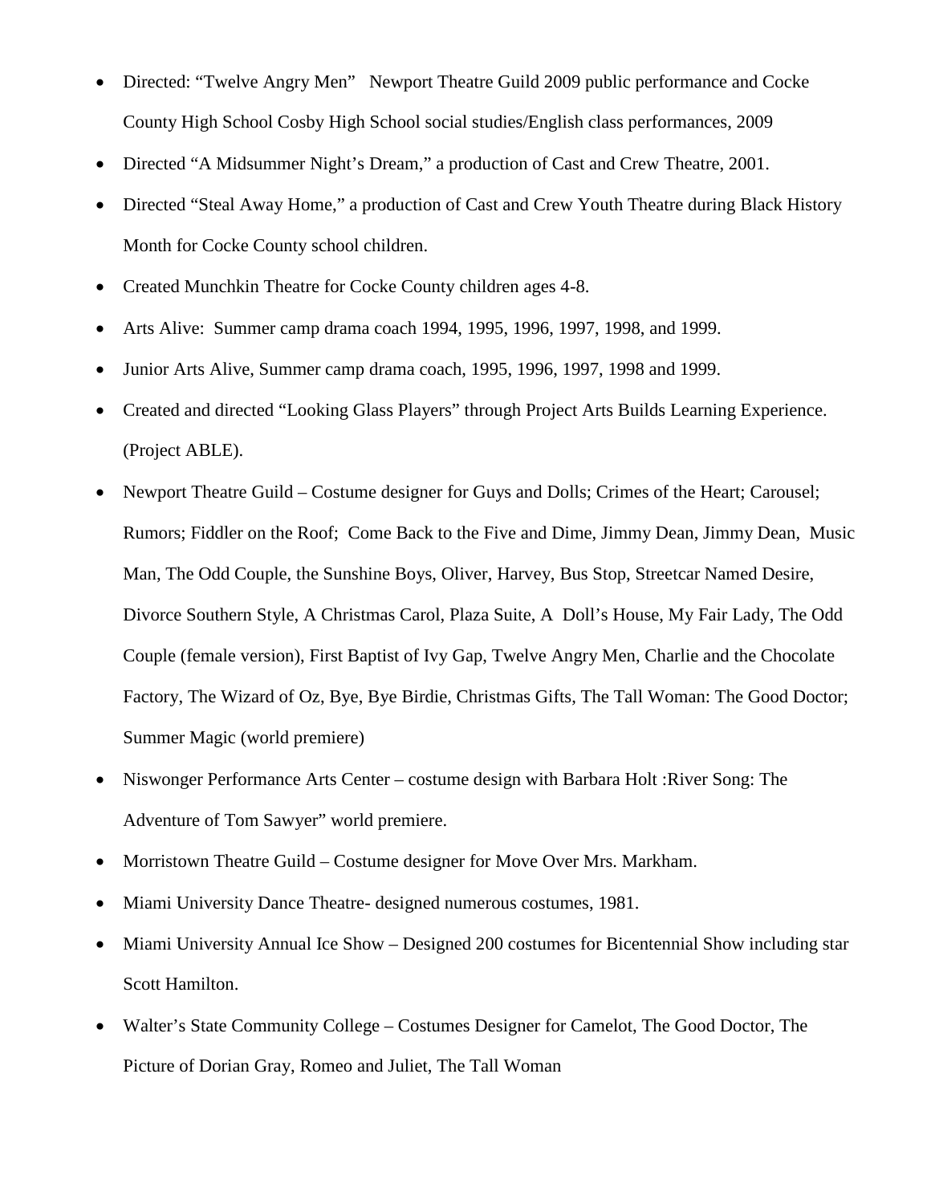- Directed: "Twelve Angry Men"   Newport Theatre Guild 2009 public performance and Cocke County High School Cosby High School social studies/English class performances, 2009
- Directed "A Midsummer Night's Dream," a production of Cast and Crew Theatre, 2001.
- Directed "Steal Away Home," a production of Cast and Crew Youth Theatre during Black History Month for Cocke County school children.
- Created Munchkin Theatre for Cocke County children ages 4-8.
- Arts Alive:  Summer camp drama coach 1994, 1995, 1996, 1997, 1998, and 1999.
- Junior Arts Alive, Summer camp drama coach, 1995, 1996, 1997, 1998 and 1999.
- Created and directed "Looking Glass Players" through Project Arts Builds Learning Experience. (Project ABLE).
- Newport Theatre Guild – Costume designer for Guys and Dolls; Crimes of the Heart; Carousel; Rumors; Fiddler on the Roof;  Come Back to the Five and Dime, Jimmy Dean, Jimmy Dean,  Music Man, The Odd Couple, the Sunshine Boys, Oliver, Harvey, Bus Stop, Streetcar Named Desire, Divorce Southern Style, A Christmas Carol, Plaza Suite, A  Doll's House, My Fair Lady, The Odd Couple (female version), First Baptist of Ivy Gap, Twelve Angry Men, Charlie and the Chocolate Factory, The Wizard of Oz, Bye, Bye Birdie, Christmas Gifts, The Tall Woman: The Good Doctor; Summer Magic (world premiere)
- Niswonger Performance Arts Center – costume design with Barbara Holt :River Song: The Adventure of Tom Sawyer" world premiere.
- Morristown Theatre Guild – Costume designer for Move Over Mrs. Markham.
- Miami University Dance Theatre- designed numerous costumes, 1981.
- Miami University Annual Ice Show – Designed 200 costumes for Bicentennial Show including star Scott Hamilton.
- Walter's State Community College – Costumes Designer for Camelot, The Good Doctor, The Picture of Dorian Gray, Romeo and Juliet, The Tall Woman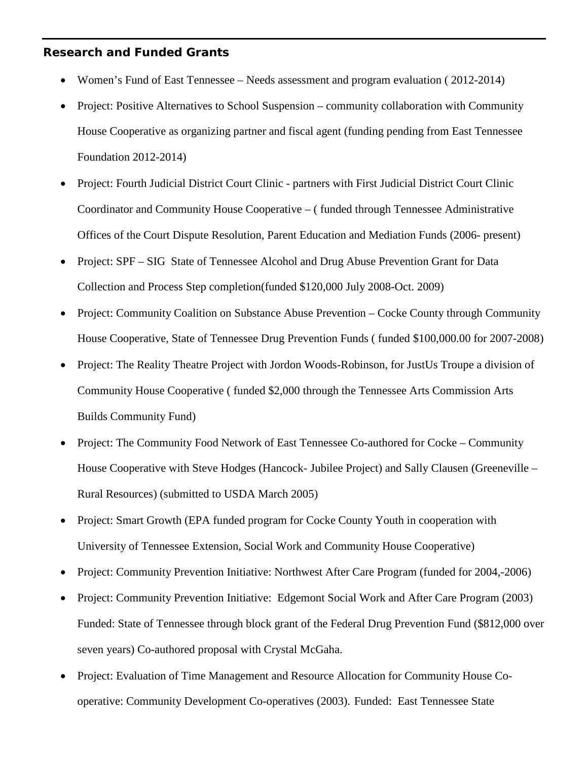## Research and Funded Grants

- Women's Fund of East Tennessee – Needs assessment and program evaluation ( 2012-2014)
- Project: Positive Alternatives to School Suspension – community collaboration with Community House Cooperative as organizing partner and fiscal agent (funding pending from East Tennessee Foundation 2012-2014)
- Project: Fourth Judicial District Court Clinic - partners with First Judicial District Court Clinic Coordinator and Community House Cooperative – ( funded through Tennessee Administrative Offices of the Court Dispute Resolution, Parent Education and Mediation Funds (2006- present)
- Project: SPF – SIG State of Tennessee Alcohol and Drug Abuse Prevention Grant for Data Collection and Process Step completion(funded $120,000 July 2008-Oct. 2009)
- Project: Community Coalition on Substance Abuse Prevention – Cocke County through Community House Cooperative, State of Tennessee Drug Prevention Funds ( funded $100,000.00 for 2007-2008)
- Project: The Reality Theatre Project with Jordon Woods-Robinson, for JustUs Troupe a division of Community House Cooperative ( funded $2,000 through the Tennessee Arts Commission Arts Builds Community Fund)
- Project: The Community Food Network of East Tennessee Co-authored for Cocke – Community House Cooperative with Steve Hodges (Hancock- Jubilee Project) and Sally Clausen (Greeneville – Rural Resources) (submitted to USDA March 2005)
- Project: Smart Growth (EPA funded program for Cocke County Youth in cooperation with University of Tennessee Extension, Social Work and Community House Cooperative)
- Project: Community Prevention Initiative: Northwest After Care Program (funded for 2004,-2006)
- Project: Community Prevention Initiative: Edgemont Social Work and After Care Program (2003) Funded: State of Tennessee through block grant of the Federal Drug Prevention Fund ($812,000 over seven years) Co-authored proposal with Crystal McGaha.
- Project: Evaluation of Time Management and Resource Allocation for Community House Co-operative: Community Development Co-operatives (2003). Funded: East Tennessee State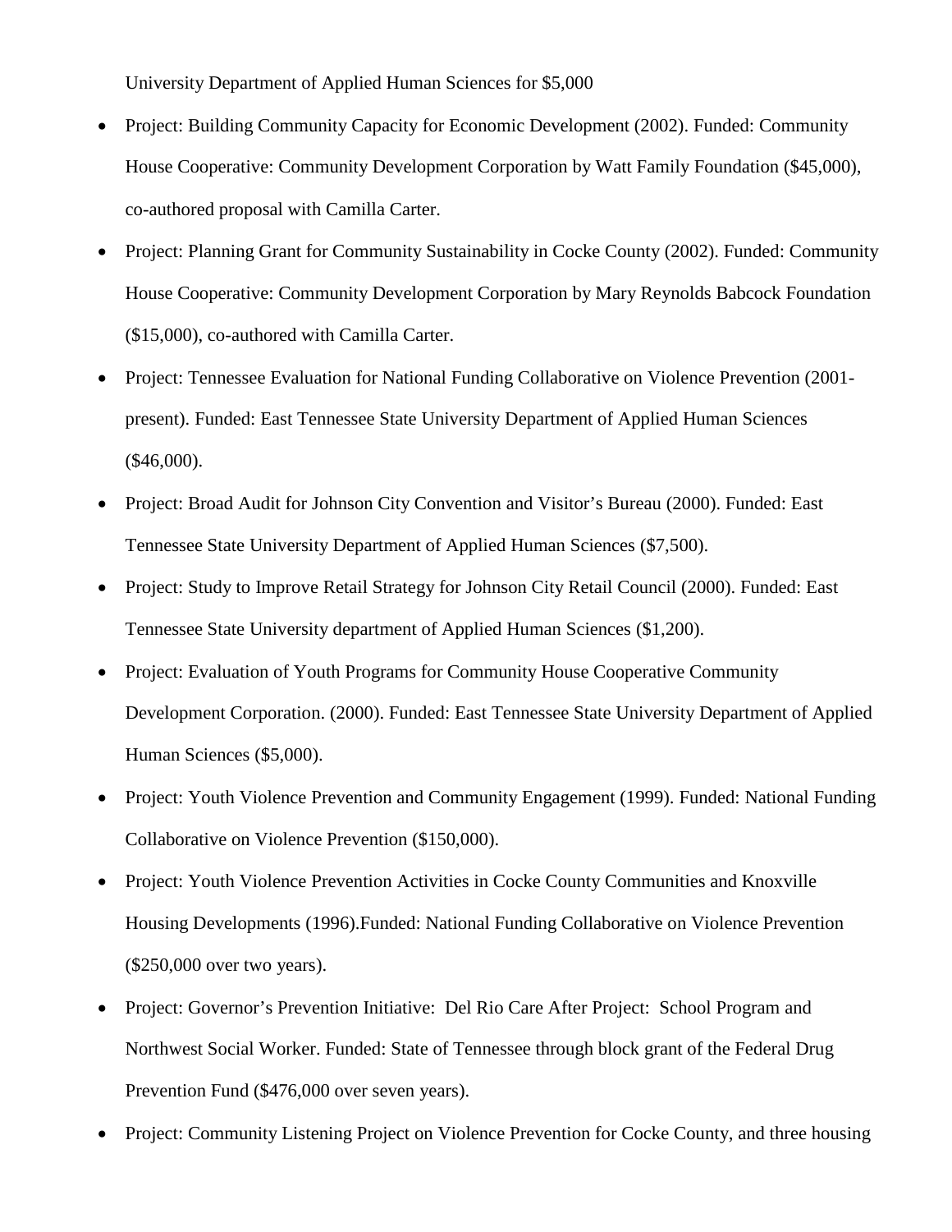University Department of Applied Human Sciences for $5,000

- Project: Building Community Capacity for Economic Development (2002). Funded: Community House Cooperative: Community Development Corporation by Watt Family Foundation ($45,000), co-authored proposal with Camilla Carter.
- Project: Planning Grant for Community Sustainability in Cocke County (2002). Funded: Community House Cooperative: Community Development Corporation by Mary Reynolds Babcock Foundation ($15,000), co-authored with Camilla Carter.
- Project: Tennessee Evaluation for National Funding Collaborative on Violence Prevention (2001-present). Funded: East Tennessee State University Department of Applied Human Sciences ($46,000).
- Project: Broad Audit for Johnson City Convention and Visitor's Bureau (2000). Funded: East Tennessee State University Department of Applied Human Sciences ($7,500).
- Project: Study to Improve Retail Strategy for Johnson City Retail Council (2000). Funded: East Tennessee State University department of Applied Human Sciences ($1,200).
- Project: Evaluation of Youth Programs for Community House Cooperative Community Development Corporation. (2000). Funded: East Tennessee State University Department of Applied Human Sciences ($5,000).
- Project: Youth Violence Prevention and Community Engagement (1999). Funded: National Funding Collaborative on Violence Prevention ($150,000).
- Project: Youth Violence Prevention Activities in Cocke County Communities and Knoxville Housing Developments (1996).Funded: National Funding Collaborative on Violence Prevention ($250,000 over two years).
- Project: Governor's Prevention Initiative: Del Rio Care After Project: School Program and Northwest Social Worker. Funded: State of Tennessee through block grant of the Federal Drug Prevention Fund ($476,000 over seven years).
- Project: Community Listening Project on Violence Prevention for Cocke County, and three housing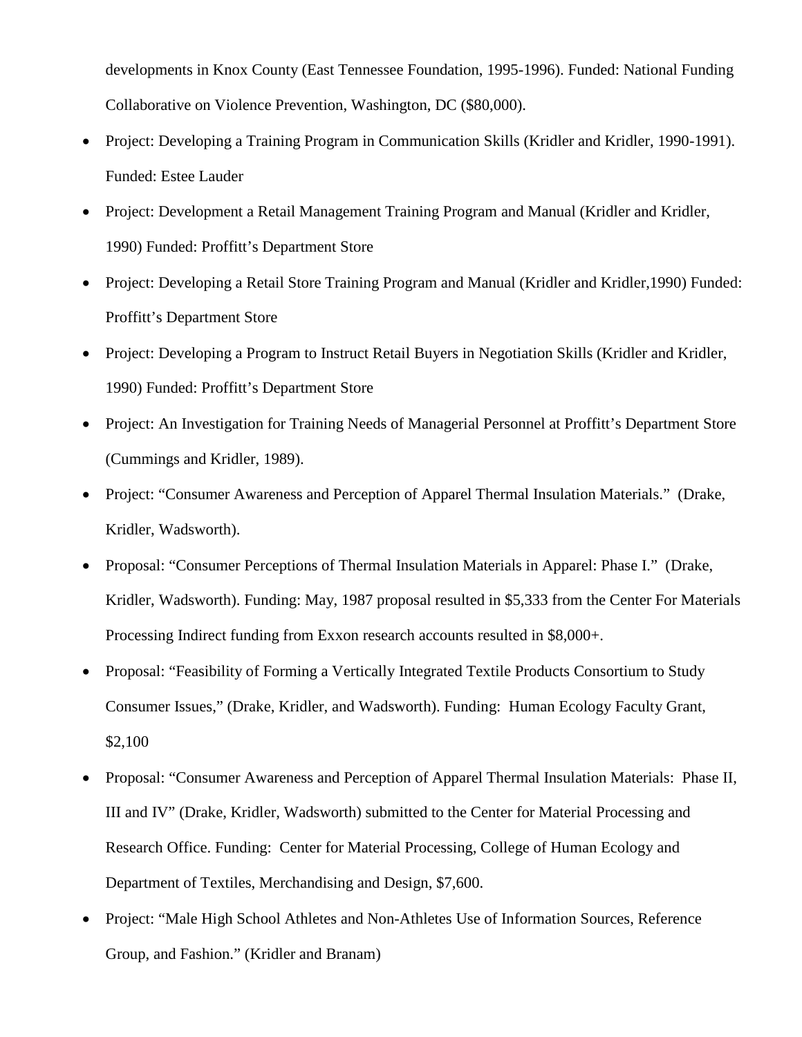developments in Knox County (East Tennessee Foundation, 1995-1996). Funded: National Funding Collaborative on Violence Prevention, Washington, DC ($80,000).

- Project: Developing a Training Program in Communication Skills (Kridler and Kridler, 1990-1991). Funded: Estee Lauder
- Project: Development a Retail Management Training Program and Manual (Kridler and Kridler, 1990) Funded: Proffitt's Department Store
- Project: Developing a Retail Store Training Program and Manual (Kridler and Kridler,1990) Funded: Proffitt's Department Store
- Project: Developing a Program to Instruct Retail Buyers in Negotiation Skills (Kridler and Kridler, 1990) Funded: Proffitt's Department Store
- Project: An Investigation for Training Needs of Managerial Personnel at Proffitt's Department Store (Cummings and Kridler, 1989).
- Project: "Consumer Awareness and Perception of Apparel Thermal Insulation Materials." (Drake, Kridler, Wadsworth).
- Proposal: "Consumer Perceptions of Thermal Insulation Materials in Apparel: Phase I." (Drake, Kridler, Wadsworth). Funding: May, 1987 proposal resulted in $5,333 from the Center For Materials Processing Indirect funding from Exxon research accounts resulted in $8,000+.
- Proposal: "Feasibility of Forming a Vertically Integrated Textile Products Consortium to Study Consumer Issues," (Drake, Kridler, and Wadsworth). Funding: Human Ecology Faculty Grant, $2,100
- Proposal: "Consumer Awareness and Perception of Apparel Thermal Insulation Materials: Phase II, III and IV" (Drake, Kridler, Wadsworth) submitted to the Center for Material Processing and Research Office. Funding: Center for Material Processing, College of Human Ecology and Department of Textiles, Merchandising and Design, $7,600.
- Project: "Male High School Athletes and Non-Athletes Use of Information Sources, Reference Group, and Fashion." (Kridler and Branam)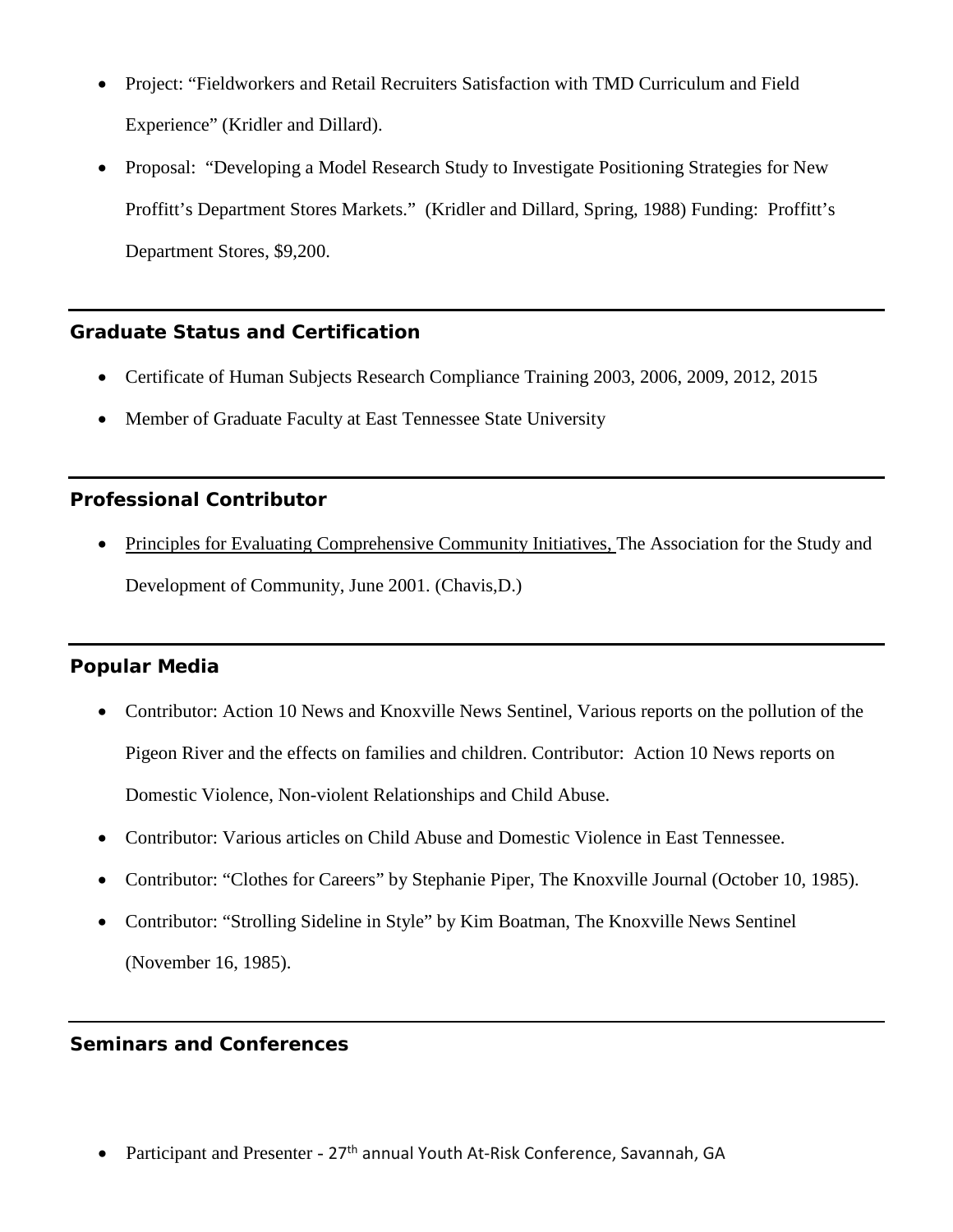- Project: "Fieldworkers and Retail Recruiters Satisfaction with TMD Curriculum and Field Experience" (Kridler and Dillard).
- Proposal: "Developing a Model Research Study to Investigate Positioning Strategies for New Proffitt's Department Stores Markets." (Kridler and Dillard, Spring, 1988) Funding: Proffitt's Department Stores, $9,200.

## Graduate Status and Certification

- Certificate of Human Subjects Research Compliance Training 2003, 2006, 2009, 2012, 2015
- Member of Graduate Faculty at East Tennessee State University

## Professional Contributor

- Principles for Evaluating Comprehensive Community Initiatives, The Association for the Study and Development of Community, June 2001. (Chavis,D.)

## Popular Media

- Contributor: Action 10 News and Knoxville News Sentinel, Various reports on the pollution of the Pigeon River and the effects on families and children. Contributor: Action 10 News reports on Domestic Violence, Non-violent Relationships and Child Abuse.
- Contributor: Various articles on Child Abuse and Domestic Violence in East Tennessee.
- Contributor: "Clothes for Careers" by Stephanie Piper, The Knoxville Journal (October 10, 1985).
- Contributor: "Strolling Sideline in Style" by Kim Boatman, The Knoxville News Sentinel (November 16, 1985).

## Seminars and Conferences

- Participant and Presenter - 27th annual Youth At-Risk Conference, Savannah, GA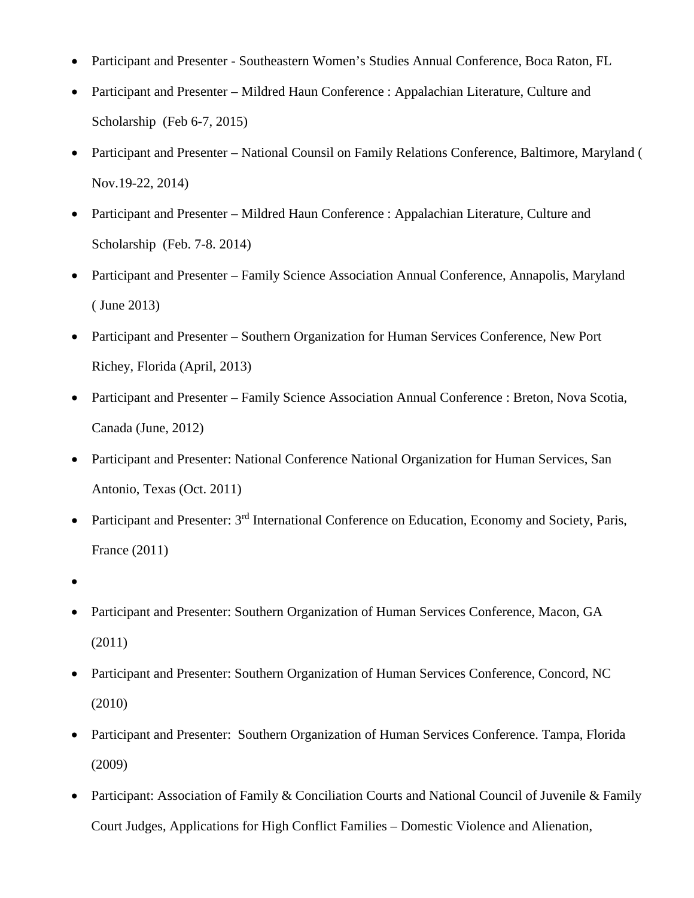- Participant and Presenter - Southeastern Women's Studies Annual Conference, Boca Raton, FL
- Participant and Presenter – Mildred Haun Conference : Appalachian Literature, Culture and Scholarship (Feb 6-7, 2015)
- Participant and Presenter – National Counsil on Family Relations Conference, Baltimore, Maryland ( Nov.19-22, 2014)
- Participant and Presenter – Mildred Haun Conference : Appalachian Literature, Culture and Scholarship (Feb. 7-8. 2014)
- Participant and Presenter – Family Science Association Annual Conference, Annapolis, Maryland ( June 2013)
- Participant and Presenter – Southern Organization for Human Services Conference, New Port Richey, Florida (April, 2013)
- Participant and Presenter – Family Science Association Annual Conference : Breton, Nova Scotia, Canada (June, 2012)
- Participant and Presenter: National Conference National Organization for Human Services, San Antonio, Texas (Oct. 2011)
- Participant and Presenter: 3rd International Conference on Education, Economy and Society, Paris, France (2011)
- 
- Participant and Presenter: Southern Organization of Human Services Conference, Macon, GA (2011)
- Participant and Presenter: Southern Organization of Human Services Conference, Concord, NC (2010)
- Participant and Presenter: Southern Organization of Human Services Conference. Tampa, Florida (2009)
- Participant: Association of Family & Conciliation Courts and National Council of Juvenile & Family Court Judges, Applications for High Conflict Families – Domestic Violence and Alienation,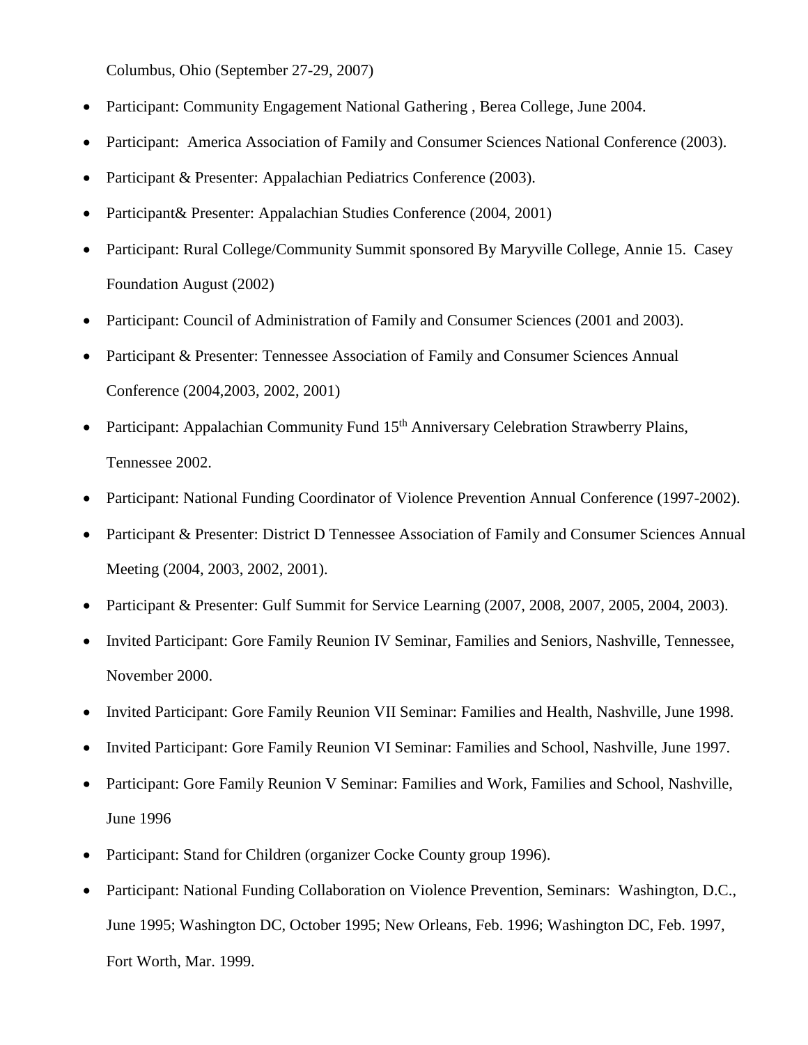Columbus, Ohio (September 27-29, 2007)

- Participant: Community Engagement National Gathering , Berea College, June 2004.
- Participant: America Association of Family and Consumer Sciences National Conference (2003).
- Participant & Presenter: Appalachian Pediatrics Conference (2003).
- Participant& Presenter: Appalachian Studies Conference (2004, 2001)
- Participant: Rural College/Community Summit sponsored By Maryville College, Annie 15. Casey Foundation August (2002)
- Participant: Council of Administration of Family and Consumer Sciences (2001 and 2003).
- Participant & Presenter: Tennessee Association of Family and Consumer Sciences Annual Conference (2004,2003, 2002, 2001)
- Participant: Appalachian Community Fund 15th Anniversary Celebration Strawberry Plains, Tennessee 2002.
- Participant: National Funding Coordinator of Violence Prevention Annual Conference (1997-2002).
- Participant & Presenter: District D Tennessee Association of Family and Consumer Sciences Annual Meeting (2004, 2003, 2002, 2001).
- Participant & Presenter: Gulf Summit for Service Learning (2007, 2008, 2007, 2005, 2004, 2003).
- Invited Participant: Gore Family Reunion IV Seminar, Families and Seniors, Nashville, Tennessee, November 2000.
- Invited Participant: Gore Family Reunion VII Seminar: Families and Health, Nashville, June 1998.
- Invited Participant: Gore Family Reunion VI Seminar: Families and School, Nashville, June 1997.
- Participant: Gore Family Reunion V Seminar: Families and Work, Families and School, Nashville, June 1996
- Participant: Stand for Children (organizer Cocke County group 1996).
- Participant: National Funding Collaboration on Violence Prevention, Seminars: Washington, D.C., June 1995; Washington DC, October 1995; New Orleans, Feb. 1996; Washington DC, Feb. 1997, Fort Worth, Mar. 1999.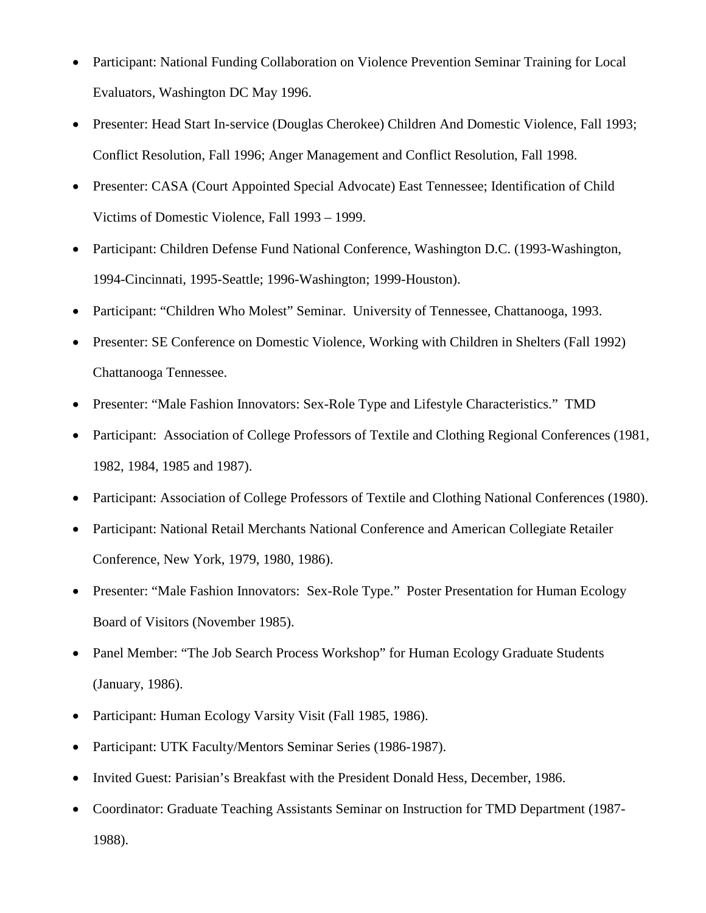- Participant: National Funding Collaboration on Violence Prevention Seminar Training for Local Evaluators, Washington DC May 1996.
- Presenter: Head Start In-service (Douglas Cherokee) Children And Domestic Violence, Fall 1993; Conflict Resolution, Fall 1996; Anger Management and Conflict Resolution, Fall 1998.
- Presenter: CASA (Court Appointed Special Advocate) East Tennessee; Identification of Child Victims of Domestic Violence, Fall 1993 – 1999.
- Participant: Children Defense Fund National Conference, Washington D.C. (1993-Washington, 1994-Cincinnati, 1995-Seattle; 1996-Washington; 1999-Houston).
- Participant: "Children Who Molest" Seminar. University of Tennessee, Chattanooga, 1993.
- Presenter: SE Conference on Domestic Violence, Working with Children in Shelters (Fall 1992) Chattanooga Tennessee.
- Presenter: "Male Fashion Innovators: Sex-Role Type and Lifestyle Characteristics." TMD
- Participant: Association of College Professors of Textile and Clothing Regional Conferences (1981, 1982, 1984, 1985 and 1987).
- Participant: Association of College Professors of Textile and Clothing National Conferences (1980).
- Participant: National Retail Merchants National Conference and American Collegiate Retailer Conference, New York, 1979, 1980, 1986).
- Presenter: "Male Fashion Innovators: Sex-Role Type." Poster Presentation for Human Ecology Board of Visitors (November 1985).
- Panel Member: "The Job Search Process Workshop" for Human Ecology Graduate Students (January, 1986).
- Participant: Human Ecology Varsity Visit (Fall 1985, 1986).
- Participant: UTK Faculty/Mentors Seminar Series (1986-1987).
- Invited Guest: Parisian's Breakfast with the President Donald Hess, December, 1986.
- Coordinator: Graduate Teaching Assistants Seminar on Instruction for TMD Department (1987-1988).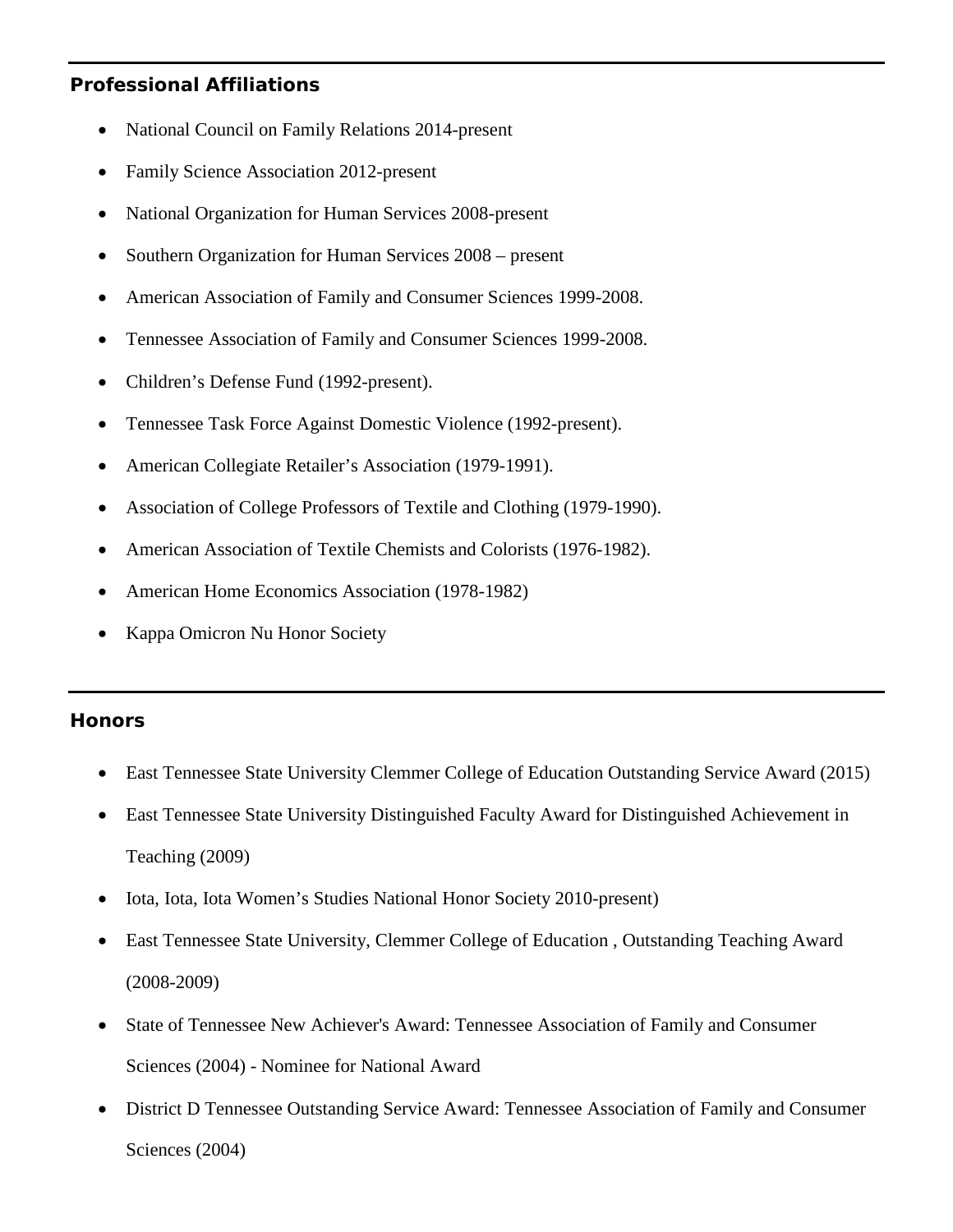## Professional Affiliations

- National Council on Family Relations 2014-present
- Family Science Association 2012-present
- National Organization for Human Services 2008-present
- Southern Organization for Human Services 2008 – present
- American Association of Family and Consumer Sciences 1999-2008.
- Tennessee Association of Family and Consumer Sciences 1999-2008.
- Children's Defense Fund (1992-present).
- Tennessee Task Force Against Domestic Violence (1992-present).
- American Collegiate Retailer's Association (1979-1991).
- Association of College Professors of Textile and Clothing (1979-1990).
- American Association of Textile Chemists and Colorists (1976-1982).
- American Home Economics Association (1978-1982)
- Kappa Omicron Nu Honor Society

## Honors

- East Tennessee State University Clemmer College of Education Outstanding Service Award (2015)
- East Tennessee State University Distinguished Faculty Award for Distinguished Achievement in Teaching (2009)
- Iota, Iota, Iota Women's Studies National Honor Society 2010-present)
- East Tennessee State University, Clemmer College of Education , Outstanding Teaching Award (2008-2009)
- State of Tennessee New Achiever's Award: Tennessee Association of Family and Consumer Sciences (2004) - Nominee for National Award
- District D Tennessee Outstanding Service Award: Tennessee Association of Family and Consumer Sciences (2004)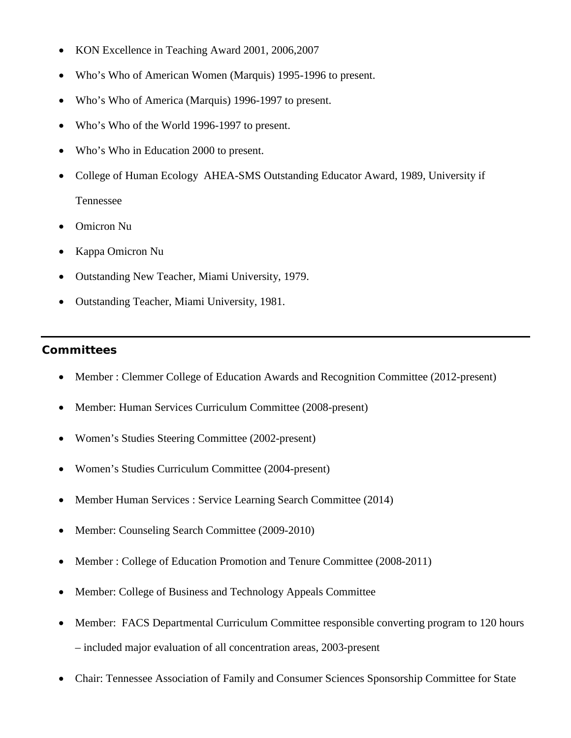- KON Excellence in Teaching Award 2001, 2006,2007
- Who's Who of American Women (Marquis) 1995-1996 to present.
- Who's Who of America (Marquis) 1996-1997 to present.
- Who's Who of the World 1996-1997 to present.
- Who's Who in Education 2000 to present.
- College of Human Ecology AHEA-SMS Outstanding Educator Award, 1989, University if Tennessee
- Omicron Nu
- Kappa Omicron Nu
- Outstanding New Teacher, Miami University, 1979.
- Outstanding Teacher, Miami University, 1981.

---

## Committees

- Member : Clemmer College of Education Awards and Recognition Committee (2012-present)
- Member: Human Services Curriculum Committee (2008-present)
- Women's Studies Steering Committee (2002-present)
- Women's Studies Curriculum Committee (2004-present)
- Member Human Services : Service Learning Search Committee (2014)
- Member: Counseling Search Committee (2009-2010)
- Member : College of Education Promotion and Tenure Committee (2008-2011)
- Member: College of Business and Technology Appeals Committee
- Member: FACS Departmental Curriculum Committee responsible converting program to 120 hours – included major evaluation of all concentration areas, 2003-present
- Chair: Tennessee Association of Family and Consumer Sciences Sponsorship Committee for State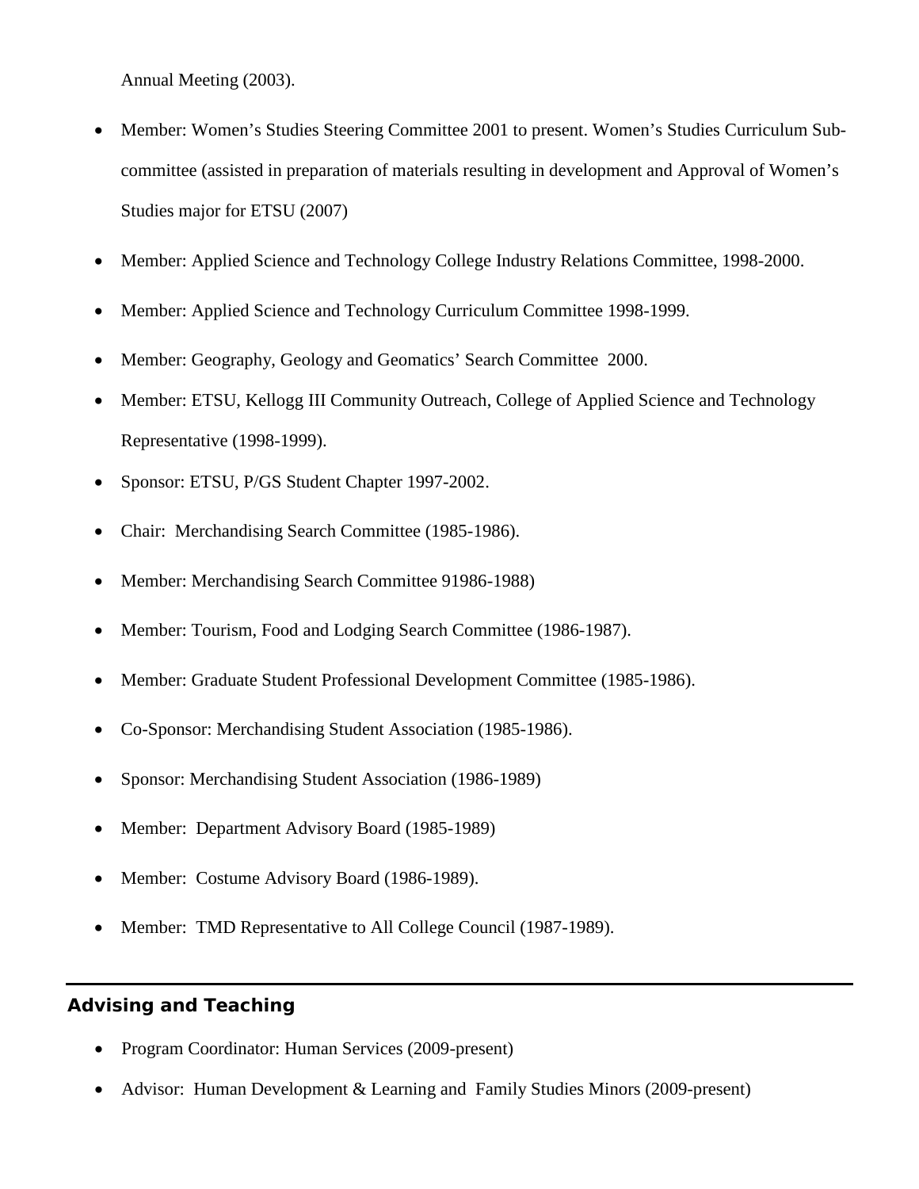Annual Meeting (2003).

- Member: Women's Studies Steering Committee 2001 to present. Women's Studies Curriculum Sub-committee (assisted in preparation of materials resulting in development and Approval of Women's Studies major for ETSU (2007)
- Member: Applied Science and Technology College Industry Relations Committee, 1998-2000.
- Member: Applied Science and Technology Curriculum Committee 1998-1999.
- Member: Geography, Geology and Geomatics' Search Committee 2000.
- Member: ETSU, Kellogg III Community Outreach, College of Applied Science and Technology Representative (1998-1999).
- Sponsor: ETSU, P/GS Student Chapter 1997-2002.
- Chair: Merchandising Search Committee (1985-1986).
- Member: Merchandising Search Committee 91986-1988)
- Member: Tourism, Food and Lodging Search Committee (1986-1987).
- Member: Graduate Student Professional Development Committee (1985-1986).
- Co-Sponsor: Merchandising Student Association (1985-1986).
- Sponsor: Merchandising Student Association (1986-1989)
- Member: Department Advisory Board (1985-1989)
- Member: Costume Advisory Board (1986-1989).
- Member: TMD Representative to All College Council (1987-1989).

## Advising and Teaching

- Program Coordinator: Human Services (2009-present)
- Advisor: Human Development & Learning and Family Studies Minors (2009-present)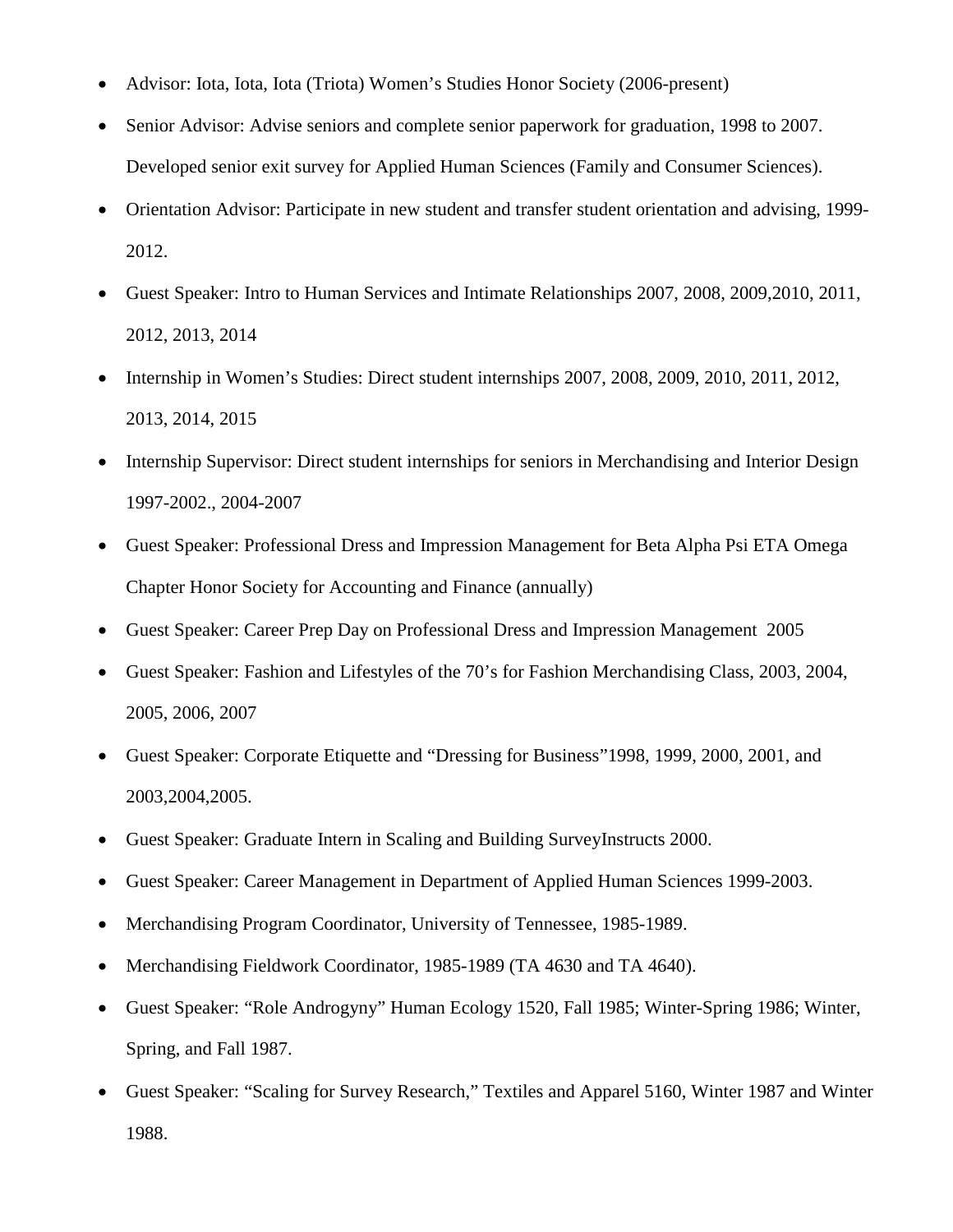- Advisor: Iota, Iota, Iota (Triota) Women's Studies Honor Society (2006-present)
- Senior Advisor: Advise seniors and complete senior paperwork for graduation, 1998 to 2007. Developed senior exit survey for Applied Human Sciences (Family and Consumer Sciences).
- Orientation Advisor: Participate in new student and transfer student orientation and advising, 1999-2012.
- Guest Speaker: Intro to Human Services and Intimate Relationships 2007, 2008, 2009,2010, 2011, 2012, 2013, 2014
- Internship in Women's Studies: Direct student internships 2007, 2008, 2009, 2010, 2011, 2012, 2013, 2014, 2015
- Internship Supervisor: Direct student internships for seniors in Merchandising and Interior Design 1997-2002., 2004-2007
- Guest Speaker: Professional Dress and Impression Management for Beta Alpha Psi ETA Omega Chapter Honor Society for Accounting and Finance (annually)
- Guest Speaker: Career Prep Day on Professional Dress and Impression Management 2005
- Guest Speaker: Fashion and Lifestyles of the 70's for Fashion Merchandising Class, 2003, 2004, 2005, 2006, 2007
- Guest Speaker: Corporate Etiquette and "Dressing for Business"1998, 1999, 2000, 2001, and 2003,2004,2005.
- Guest Speaker: Graduate Intern in Scaling and Building SurveyInstructs 2000.
- Guest Speaker: Career Management in Department of Applied Human Sciences 1999-2003.
- Merchandising Program Coordinator, University of Tennessee, 1985-1989.
- Merchandising Fieldwork Coordinator, 1985-1989 (TA 4630 and TA 4640).
- Guest Speaker: "Role Androgyny" Human Ecology 1520, Fall 1985; Winter-Spring 1986; Winter, Spring, and Fall 1987.
- Guest Speaker: "Scaling for Survey Research," Textiles and Apparel 5160, Winter 1987 and Winter 1988.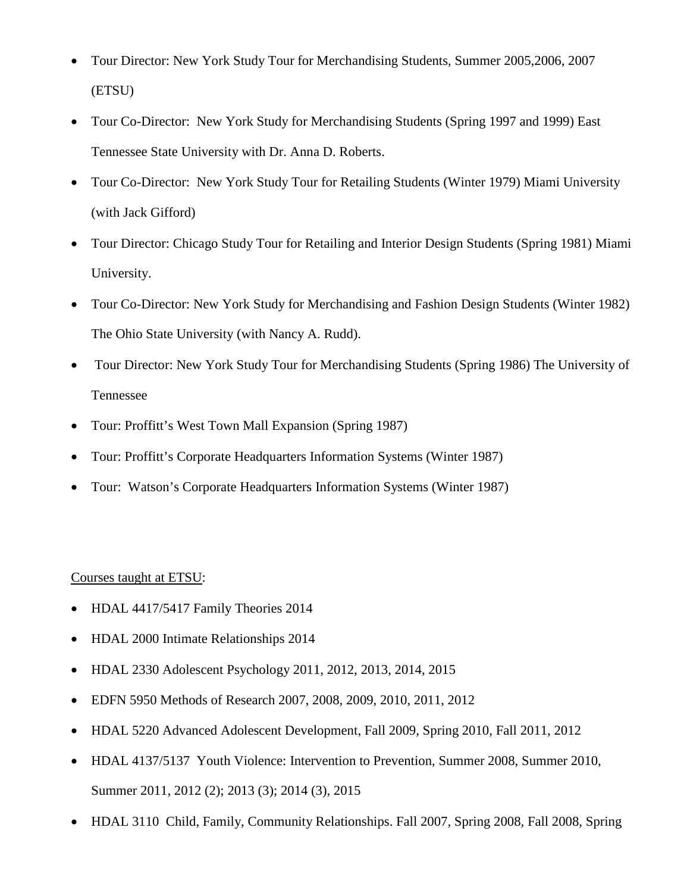- Tour Director: New York Study Tour for Merchandising Students, Summer 2005,2006, 2007 (ETSU)
- Tour Co-Director: New York Study for Merchandising Students (Spring 1997 and 1999) East Tennessee State University with Dr. Anna D. Roberts.
- Tour Co-Director: New York Study Tour for Retailing Students (Winter 1979) Miami University (with Jack Gifford)
- Tour Director: Chicago Study Tour for Retailing and Interior Design Students (Spring 1981) Miami University.
- Tour Co-Director: New York Study for Merchandising and Fashion Design Students (Winter 1982) The Ohio State University (with Nancy A. Rudd).
- Tour Director: New York Study Tour for Merchandising Students (Spring 1986) The University of Tennessee
- Tour: Proffitt's West Town Mall Expansion (Spring 1987)
- Tour: Proffitt's Corporate Headquarters Information Systems (Winter 1987)
- Tour: Watson's Corporate Headquarters Information Systems (Winter 1987)

<u>Courses taught at ETSU</u>:

- HDAL 4417/5417 Family Theories 2014
- HDAL 2000 Intimate Relationships 2014
- HDAL 2330 Adolescent Psychology 2011, 2012, 2013, 2014, 2015
- EDFN 5950 Methods of Research 2007, 2008, 2009, 2010, 2011, 2012
- HDAL 5220 Advanced Adolescent Development, Fall 2009, Spring 2010, Fall 2011, 2012
- HDAL 4137/5137 Youth Violence: Intervention to Prevention, Summer 2008, Summer 2010, Summer 2011, 2012 (2); 2013 (3); 2014 (3), 2015
- HDAL 3110 Child, Family, Community Relationships. Fall 2007, Spring 2008, Fall 2008, Spring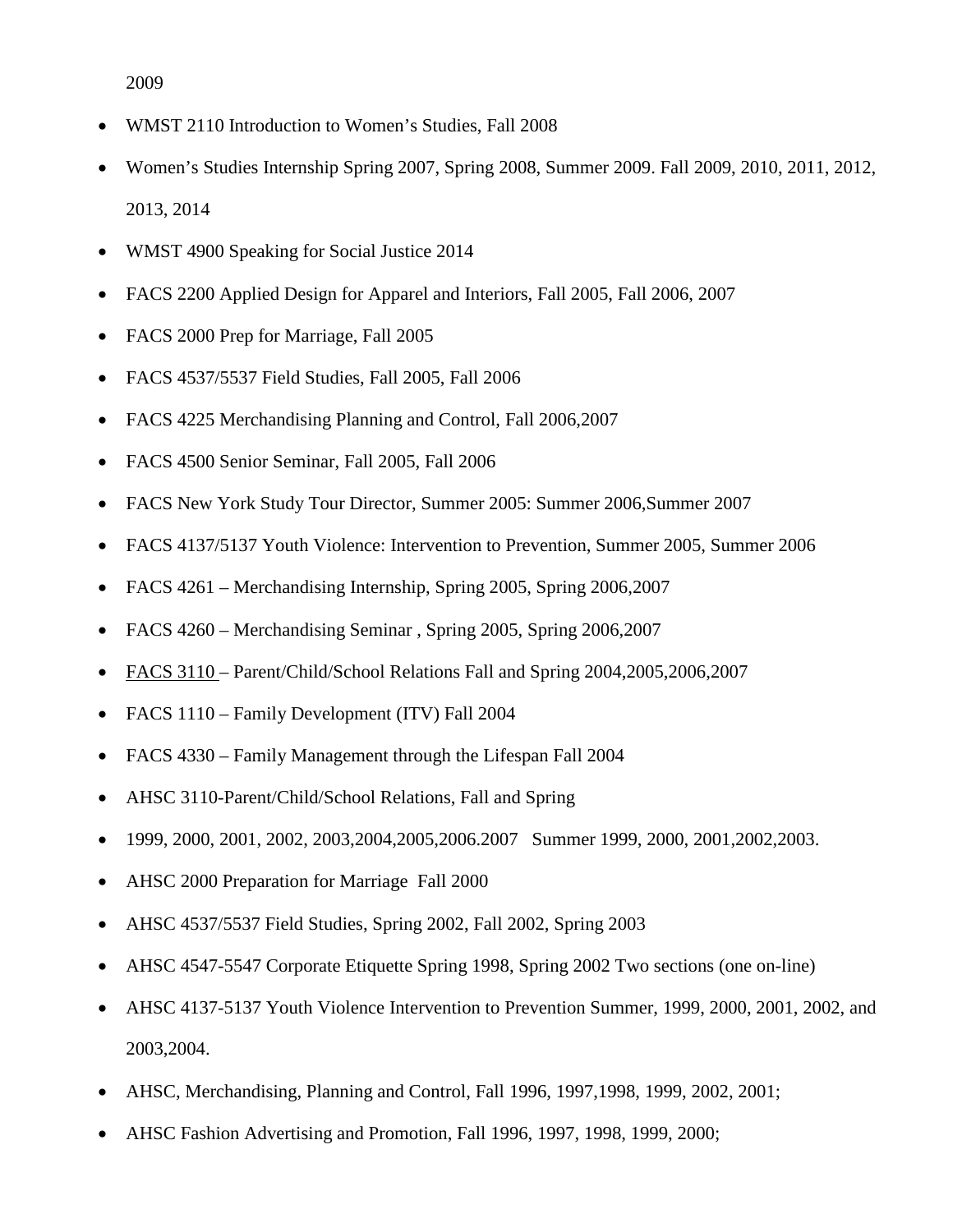2009

- WMST 2110 Introduction to Women's Studies, Fall 2008
- Women's Studies Internship Spring 2007, Spring 2008, Summer 2009. Fall 2009, 2010, 2011, 2012, 2013, 2014
- WMST 4900 Speaking for Social Justice 2014
- FACS 2200 Applied Design for Apparel and Interiors, Fall 2005, Fall 2006, 2007
- FACS 2000 Prep for Marriage, Fall 2005
- FACS 4537/5537 Field Studies, Fall 2005, Fall 2006
- FACS 4225 Merchandising Planning and Control, Fall 2006,2007
- FACS 4500 Senior Seminar, Fall 2005, Fall 2006
- FACS New York Study Tour Director, Summer 2005: Summer 2006,Summer 2007
- FACS 4137/5137 Youth Violence: Intervention to Prevention, Summer 2005, Summer 2006
- FACS 4261 – Merchandising Internship, Spring 2005, Spring 2006,2007
- FACS 4260 – Merchandising Seminar , Spring 2005, Spring 2006,2007
- FACS 3110 – Parent/Child/School Relations Fall and Spring 2004,2005,2006,2007
- FACS 1110 – Family Development (ITV) Fall 2004
- FACS 4330 – Family Management through the Lifespan Fall 2004
- AHSC 3110-Parent/Child/School Relations, Fall and Spring
- 1999, 2000, 2001, 2002, 2003,2004,2005,2006.2007 Summer 1999, 2000, 2001,2002,2003.
- AHSC 2000 Preparation for Marriage Fall 2000
- AHSC 4537/5537 Field Studies, Spring 2002, Fall 2002, Spring 2003
- AHSC 4547-5547 Corporate Etiquette Spring 1998, Spring 2002 Two sections (one on-line)
- AHSC 4137-5137 Youth Violence Intervention to Prevention Summer, 1999, 2000, 2001, 2002, and 2003,2004.
- AHSC, Merchandising, Planning and Control, Fall 1996, 1997,1998, 1999, 2002, 2001;
- AHSC Fashion Advertising and Promotion, Fall 1996, 1997, 1998, 1999, 2000;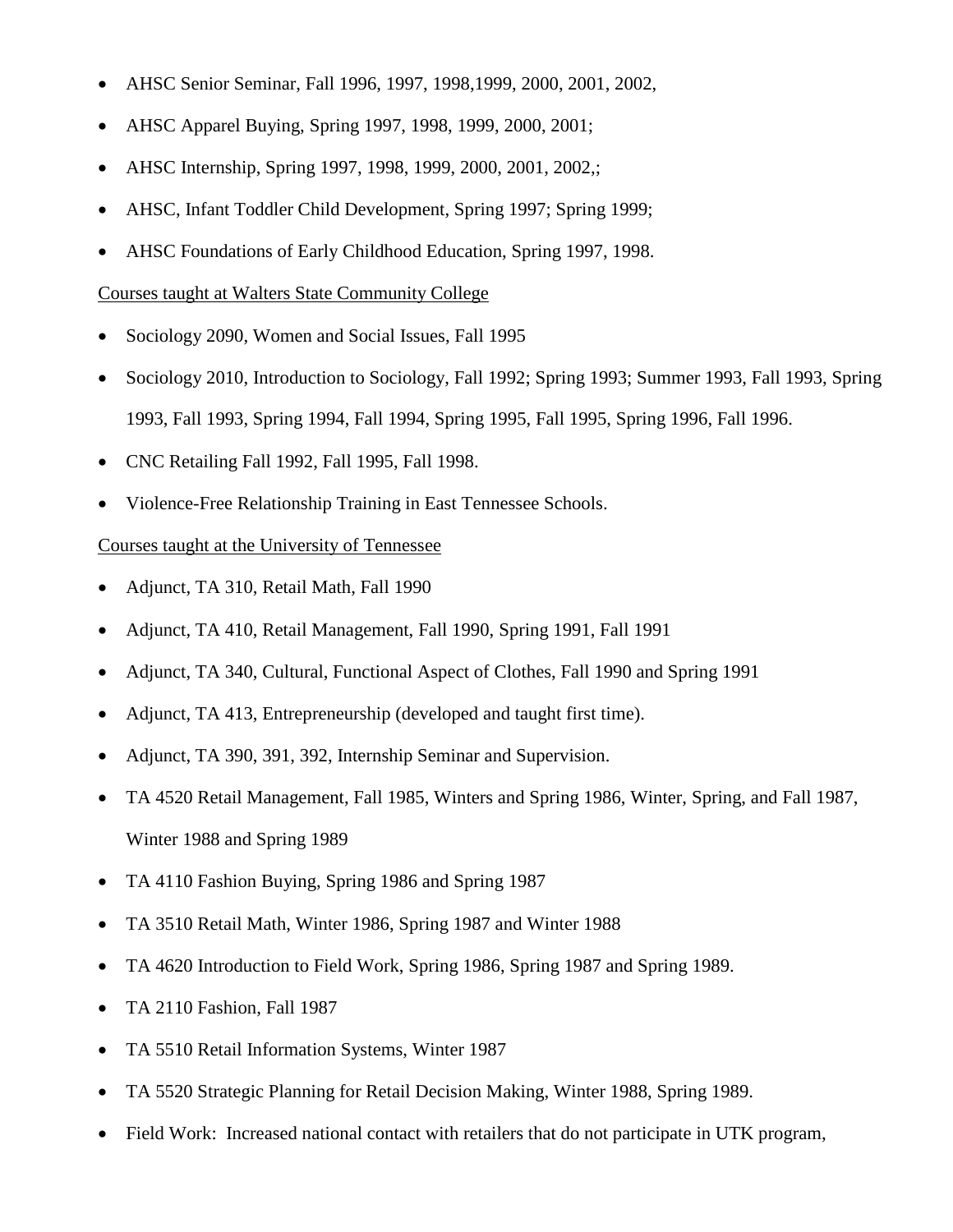- AHSC Senior Seminar, Fall 1996, 1997, 1998,1999, 2000, 2001, 2002,
- AHSC Apparel Buying, Spring 1997, 1998, 1999, 2000, 2001;
- AHSC Internship, Spring 1997, 1998, 1999, 2000, 2001, 2002,;
- AHSC, Infant Toddler Child Development, Spring 1997; Spring 1999;
- AHSC Foundations of Early Childhood Education, Spring 1997, 1998.

<u>Courses taught at Walters State Community College</u>

- Sociology 2090, Women and Social Issues, Fall 1995
- Sociology 2010, Introduction to Sociology, Fall 1992; Spring 1993; Summer 1993, Fall 1993, Spring 1993, Fall 1993, Spring 1994, Fall 1994, Spring 1995, Fall 1995, Spring 1996, Fall 1996.
- CNC Retailing Fall 1992, Fall 1995, Fall 1998.
- Violence-Free Relationship Training in East Tennessee Schools.

<u>Courses taught at the University of Tennessee</u>

- Adjunct, TA 310, Retail Math, Fall 1990
- Adjunct, TA 410, Retail Management, Fall 1990, Spring 1991, Fall 1991
- Adjunct, TA 340, Cultural, Functional Aspect of Clothes, Fall 1990 and Spring 1991
- Adjunct, TA 413, Entrepreneurship (developed and taught first time).
- Adjunct, TA 390, 391, 392, Internship Seminar and Supervision.
- TA 4520 Retail Management, Fall 1985, Winters and Spring 1986, Winter, Spring, and Fall 1987, Winter 1988 and Spring 1989
- TA 4110 Fashion Buying, Spring 1986 and Spring 1987
- TA 3510 Retail Math, Winter 1986, Spring 1987 and Winter 1988
- TA 4620 Introduction to Field Work, Spring 1986, Spring 1987 and Spring 1989.
- TA 2110 Fashion, Fall 1987
- TA 5510 Retail Information Systems, Winter 1987
- TA 5520 Strategic Planning for Retail Decision Making, Winter 1988, Spring 1989.
- Field Work: Increased national contact with retailers that do not participate in UTK program,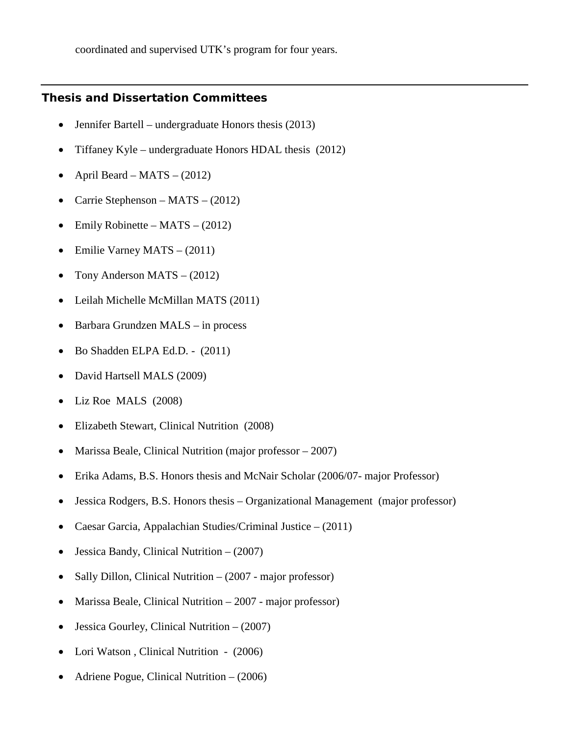coordinated and supervised UTK's program for four years.

---

## Thesis and Dissertation Committees

- Jennifer Bartell – undergraduate Honors thesis (2013)
- Tiffaney Kyle – undergraduate Honors HDAL thesis (2012)
- April Beard – MATS – (2012)
- Carrie Stephenson – MATS – (2012)
- Emily Robinette – MATS – (2012)
- Emilie Varney MATS – (2011)
- Tony Anderson MATS – (2012)
- Leilah Michelle McMillan MATS (2011)
- Barbara Grundzen MALS – in process
- Bo Shadden ELPA Ed.D. - (2011)
- David Hartsell MALS (2009)
- Liz Roe MALS (2008)
- Elizabeth Stewart, Clinical Nutrition (2008)
- Marissa Beale, Clinical Nutrition (major professor – 2007)
- Erika Adams, B.S. Honors thesis and McNair Scholar (2006/07- major Professor)
- Jessica Rodgers, B.S. Honors thesis – Organizational Management (major professor)
- Caesar Garcia, Appalachian Studies/Criminal Justice – (2011)
- Jessica Bandy, Clinical Nutrition – (2007)
- Sally Dillon, Clinical Nutrition – (2007 - major professor)
- Marissa Beale, Clinical Nutrition – 2007 - major professor)
- Jessica Gourley, Clinical Nutrition – (2007)
- Lori Watson , Clinical Nutrition - (2006)
- Adriene Pogue, Clinical Nutrition – (2006)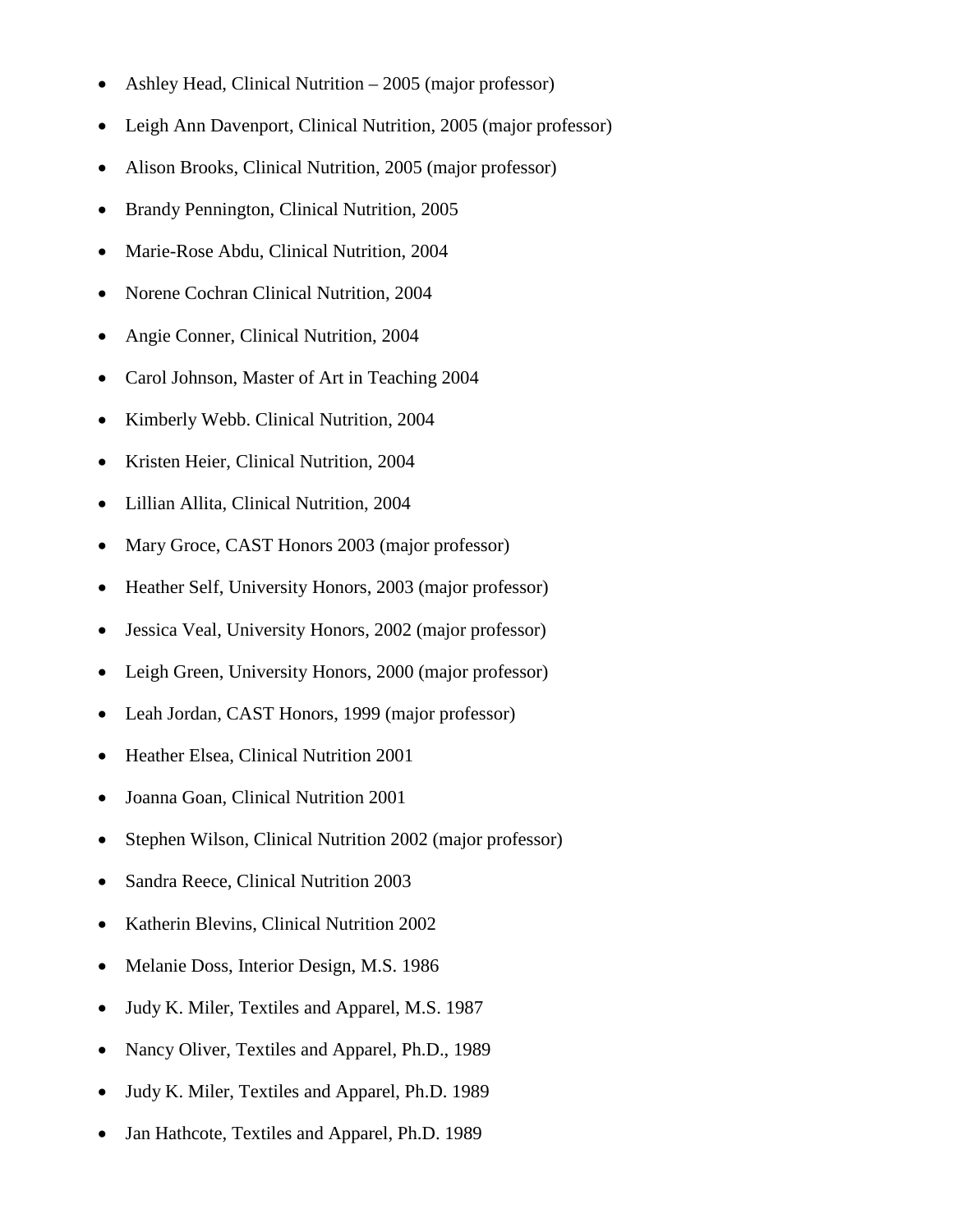- Ashley Head, Clinical Nutrition – 2005 (major professor)
- Leigh Ann Davenport, Clinical Nutrition, 2005 (major professor)
- Alison Brooks, Clinical Nutrition, 2005 (major professor)
- Brandy Pennington, Clinical Nutrition, 2005
- Marie-Rose Abdu, Clinical Nutrition, 2004
- Norene Cochran Clinical Nutrition, 2004
- Angie Conner, Clinical Nutrition, 2004
- Carol Johnson, Master of Art in Teaching 2004
- Kimberly Webb. Clinical Nutrition, 2004
- Kristen Heier, Clinical Nutrition, 2004
- Lillian Allita, Clinical Nutrition, 2004
- Mary Groce, CAST Honors 2003 (major professor)
- Heather Self, University Honors, 2003 (major professor)
- Jessica Veal, University Honors, 2002 (major professor)
- Leigh Green, University Honors, 2000 (major professor)
- Leah Jordan, CAST Honors, 1999 (major professor)
- Heather Elsea, Clinical Nutrition 2001
- Joanna Goan, Clinical Nutrition 2001
- Stephen Wilson, Clinical Nutrition 2002 (major professor)
- Sandra Reece, Clinical Nutrition 2003
- Katherin Blevins, Clinical Nutrition 2002
- Melanie Doss, Interior Design, M.S. 1986
- Judy K. Miler, Textiles and Apparel, M.S. 1987
- Nancy Oliver, Textiles and Apparel, Ph.D., 1989
- Judy K. Miler, Textiles and Apparel, Ph.D. 1989
- Jan Hathcote, Textiles and Apparel, Ph.D. 1989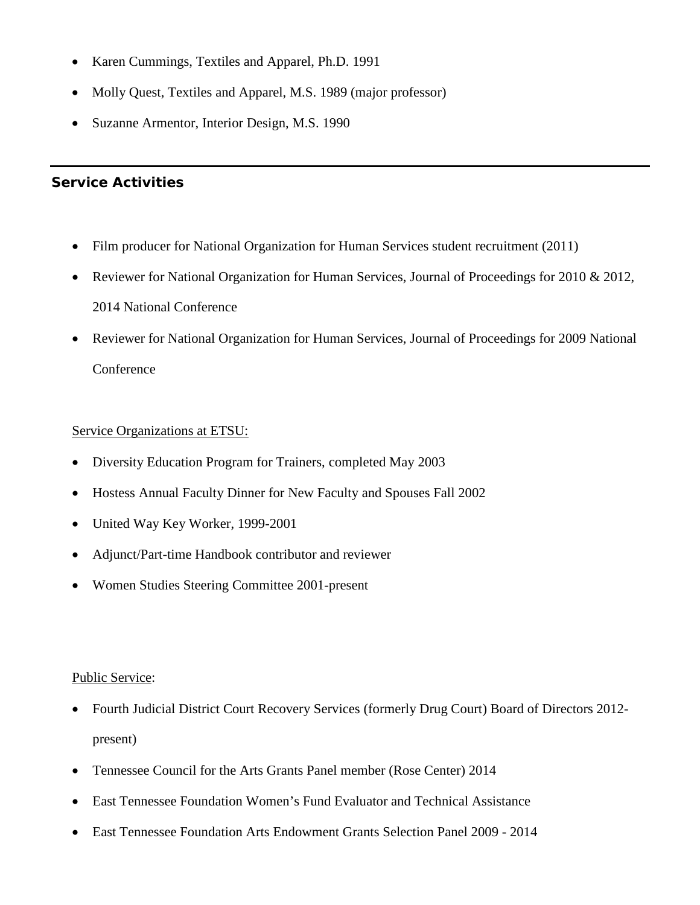- Karen Cummings, Textiles and Apparel, Ph.D. 1991
- Molly Quest, Textiles and Apparel, M.S. 1989 (major professor)
- Suzanne Armentor, Interior Design, M.S. 1990

---

## Service Activities

- Film producer for National Organization for Human Services student recruitment (2011)
- Reviewer for National Organization for Human Services, Journal of Proceedings for 2010 & 2012, 2014 National Conference
- Reviewer for National Organization for Human Services, Journal of Proceedings for 2009 National Conference

Service Organizations at ETSU:

- Diversity Education Program for Trainers, completed May 2003
- Hostess Annual Faculty Dinner for New Faculty and Spouses Fall 2002
- United Way Key Worker, 1999-2001
- Adjunct/Part-time Handbook contributor and reviewer
- Women Studies Steering Committee 2001-present

Public Service:

- Fourth Judicial District Court Recovery Services (formerly Drug Court) Board of Directors 2012-present)
- Tennessee Council for the Arts Grants Panel member (Rose Center) 2014
- East Tennessee Foundation Women's Fund Evaluator and Technical Assistance
- East Tennessee Foundation Arts Endowment Grants Selection Panel 2009 - 2014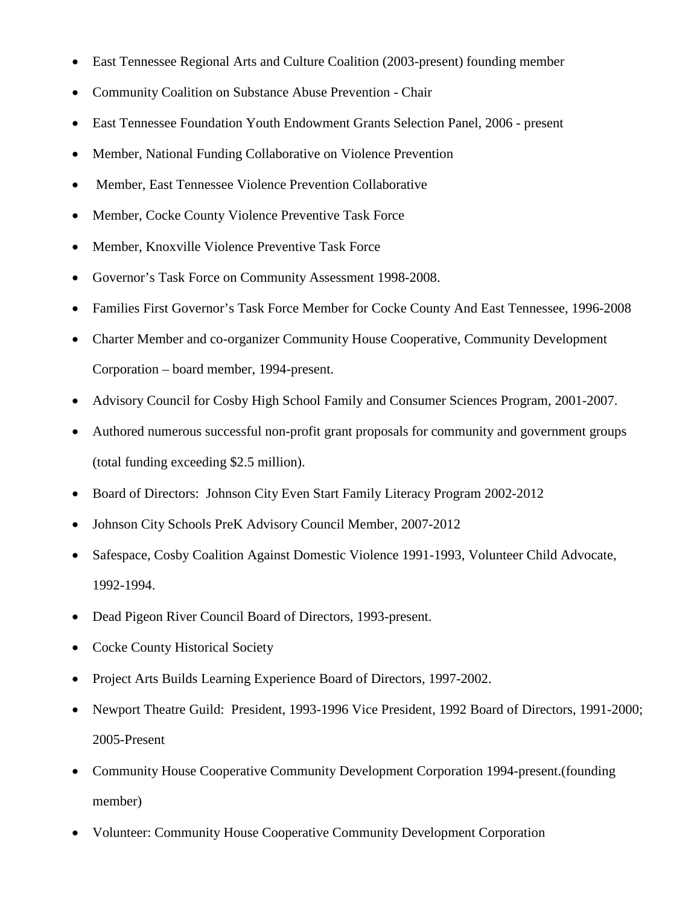- East Tennessee Regional Arts and Culture Coalition (2003-present) founding member
- Community Coalition on Substance Abuse Prevention - Chair
- East Tennessee Foundation Youth Endowment Grants Selection Panel, 2006 - present
- Member, National Funding Collaborative on Violence Prevention
- Member, East Tennessee Violence Prevention Collaborative
- Member, Cocke County Violence Preventive Task Force
- Member, Knoxville Violence Preventive Task Force
- Governor's Task Force on Community Assessment 1998-2008.
- Families First Governor's Task Force Member for Cocke County And East Tennessee, 1996-2008
- Charter Member and co-organizer Community House Cooperative, Community Development Corporation – board member, 1994-present.
- Advisory Council for Cosby High School Family and Consumer Sciences Program, 2001-2007.
- Authored numerous successful non-profit grant proposals for community and government groups (total funding exceeding $2.5 million).
- Board of Directors: Johnson City Even Start Family Literacy Program 2002-2012
- Johnson City Schools PreK Advisory Council Member, 2007-2012
- Safespace, Cosby Coalition Against Domestic Violence 1991-1993, Volunteer Child Advocate, 1992-1994.
- Dead Pigeon River Council Board of Directors, 1993-present.
- Cocke County Historical Society
- Project Arts Builds Learning Experience Board of Directors, 1997-2002.
- Newport Theatre Guild: President, 1993-1996 Vice President, 1992 Board of Directors, 1991-2000; 2005-Present
- Community House Cooperative Community Development Corporation 1994-present.(founding member)
- Volunteer: Community House Cooperative Community Development Corporation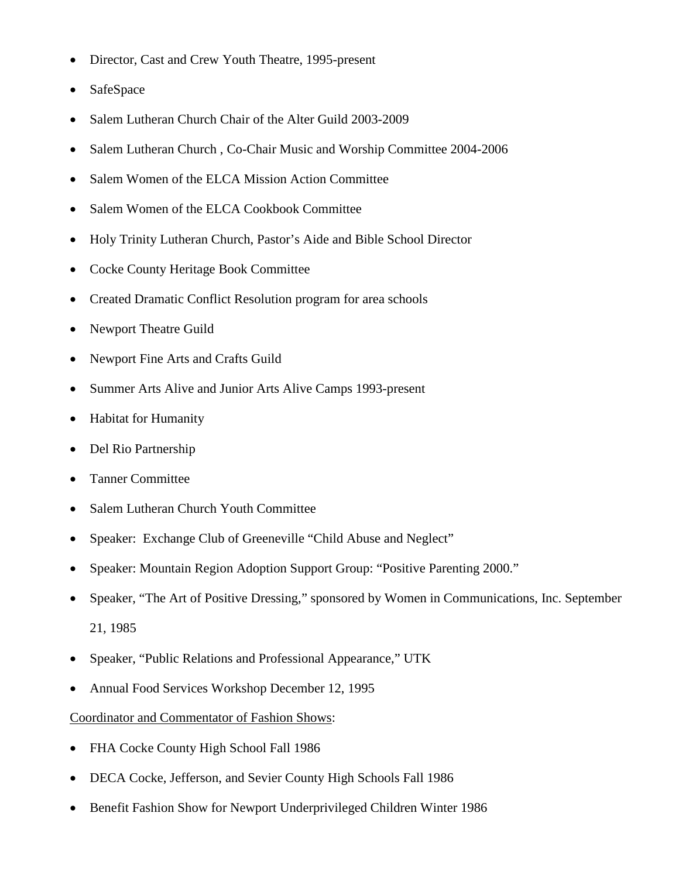- Director, Cast and Crew Youth Theatre, 1995-present
- SafeSpace
- Salem Lutheran Church Chair of the Alter Guild 2003-2009
- Salem Lutheran Church , Co-Chair Music and Worship Committee 2004-2006
- Salem Women of the ELCA Mission Action Committee
- Salem Women of the ELCA Cookbook Committee
- Holy Trinity Lutheran Church, Pastor's Aide and Bible School Director
- Cocke County Heritage Book Committee
- Created Dramatic Conflict Resolution program for area schools
- Newport Theatre Guild
- Newport Fine Arts and Crafts Guild
- Summer Arts Alive and Junior Arts Alive Camps 1993-present
- Habitat for Humanity
- Del Rio Partnership
- Tanner Committee
- Salem Lutheran Church Youth Committee
- Speaker: Exchange Club of Greeneville "Child Abuse and Neglect"
- Speaker: Mountain Region Adoption Support Group: "Positive Parenting 2000."
- Speaker, "The Art of Positive Dressing," sponsored by Women in Communications, Inc. September 21, 1985
- Speaker, "Public Relations and Professional Appearance," UTK
- Annual Food Services Workshop December 12, 1995

<u>Coordinator and Commentator of Fashion Shows</u>:

- FHA Cocke County High School Fall 1986
- DECA Cocke, Jefferson, and Sevier County High Schools Fall 1986
- Benefit Fashion Show for Newport Underprivileged Children Winter 1986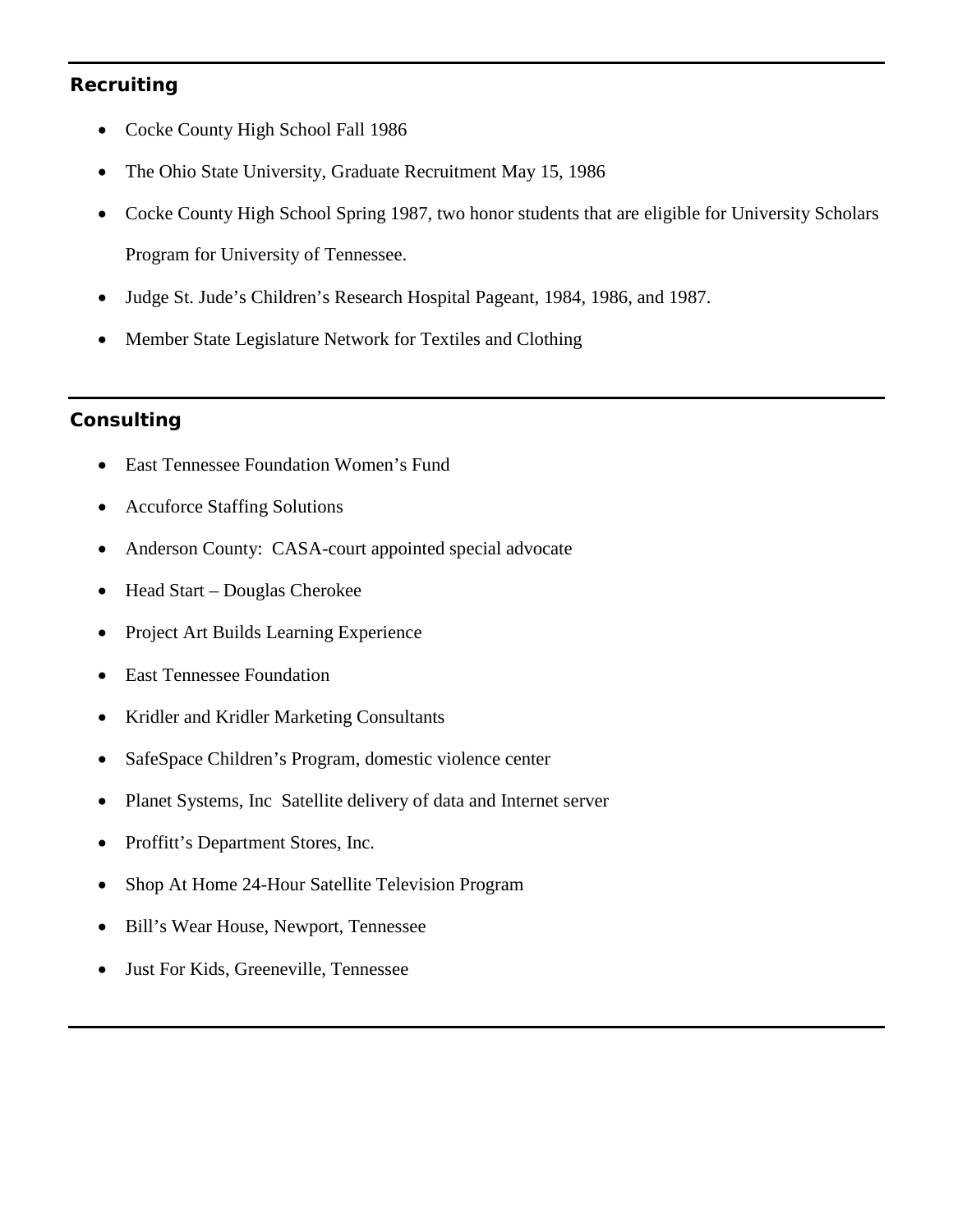## Recruiting

- Cocke County High School Fall 1986
- The Ohio State University, Graduate Recruitment May 15, 1986
- Cocke County High School Spring 1987, two honor students that are eligible for University Scholars Program for University of Tennessee.
- Judge St. Jude's Children's Research Hospital Pageant, 1984, 1986, and 1987.
- Member State Legislature Network for Textiles and Clothing

## Consulting

- East Tennessee Foundation Women's Fund
- Accuforce Staffing Solutions
- Anderson County: CASA-court appointed special advocate
- Head Start – Douglas Cherokee
- Project Art Builds Learning Experience
- East Tennessee Foundation
- Kridler and Kridler Marketing Consultants
- SafeSpace Children's Program, domestic violence center
- Planet Systems, Inc Satellite delivery of data and Internet server
- Proffitt's Department Stores, Inc.
- Shop At Home 24-Hour Satellite Television Program
- Bill's Wear House, Newport, Tennessee
- Just For Kids, Greeneville, Tennessee